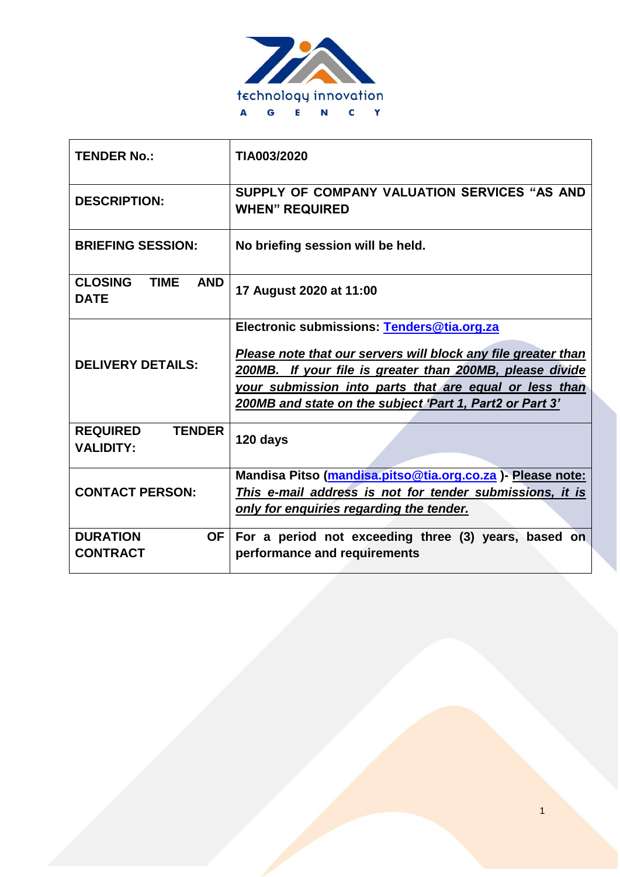technology innovation

AGENCY

| TENDER No.: | TIA003/2020 |
| --- | --- |
| DESCRIPTION: | SUPPLY OF COMPANY VALUATION SERVICES "AS AND WHEN" REQUIRED |
| BRIEFING SESSION: | No briefing session will be held. |
| CLOSING TIME AND DATE | 17 August 2020 at 11:00 |
| DELIVERY DETAILS: | Electronic submissions: Tenders@tia.org.za<br><br>***Please note that our servers will block any file greater than 200MB. If your file is greater than 200MB, please divide your submission into parts that are equal or less than 200MB and state on the subject 'Part 1, Part2 or Part 3'*** |
| REQUIRED TENDER VALIDITY: | 120 days |
| CONTACT PERSON: | Mandisa Pitso (mandisa.pitso@tia.org.co.za )- **Please note:** ***This e-mail address is not for tender submissions, it is only for enquiries regarding the tender.*** |
| DURATION OF CONTRACT | For a period not exceeding three (3) years, based on performance and requirements |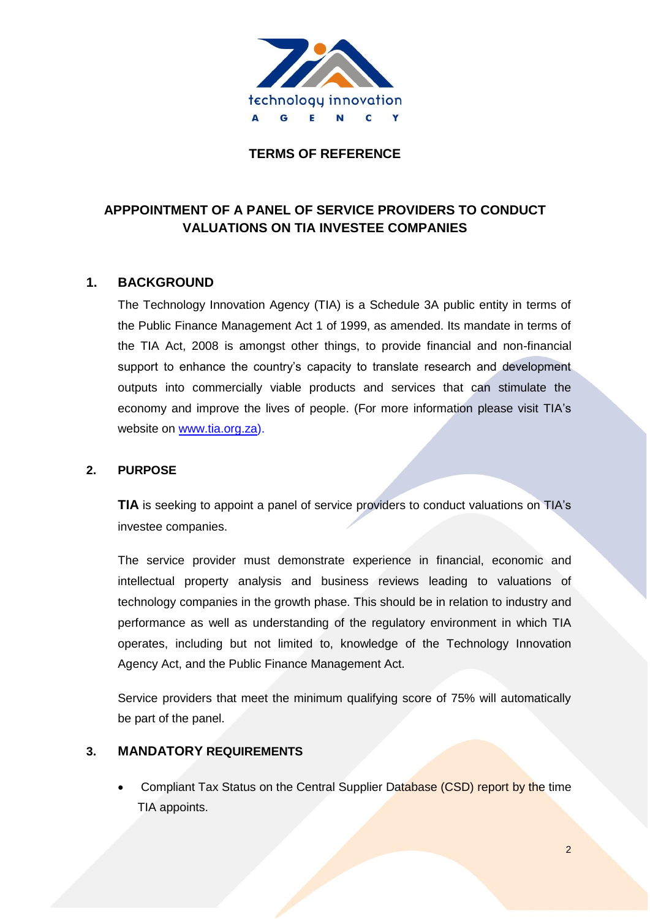technology innovation
AGENCY

# TERMS OF REFERENCE

## APPPOINTMENT OF A PANEL OF SERVICE PROVIDERS TO CONDUCT VALUATIONS ON TIA INVESTEE COMPANIES

### 1. BACKGROUND

The Technology Innovation Agency (TIA) is a Schedule 3A public entity in terms of the Public Finance Management Act 1 of 1999, as amended. Its mandate in terms of the TIA Act, 2008 is amongst other things, to provide financial and non-financial support to enhance the country's capacity to translate research and development outputs into commercially viable products and services that can stimulate the economy and improve the lives of people. (For more information please visit TIA's website on [www.tia.org.za](http://www.tia.org.za)).

### 2. PURPOSE

**TIA** is seeking to appoint a panel of service providers to conduct valuations on TIA's investee companies.

The service provider must demonstrate experience in financial, economic and intellectual property analysis and business reviews leading to valuations of technology companies in the growth phase. This should be in relation to industry and performance as well as understanding of the regulatory environment in which TIA operates, including but not limited to, knowledge of the Technology Innovation Agency Act, and the Public Finance Management Act.

Service providers that meet the minimum qualifying score of 75% will automatically be part of the panel.

### 3. MANDATORY REQUIREMENTS

- Compliant Tax Status on the Central Supplier Database (CSD) report by the time TIA appoints.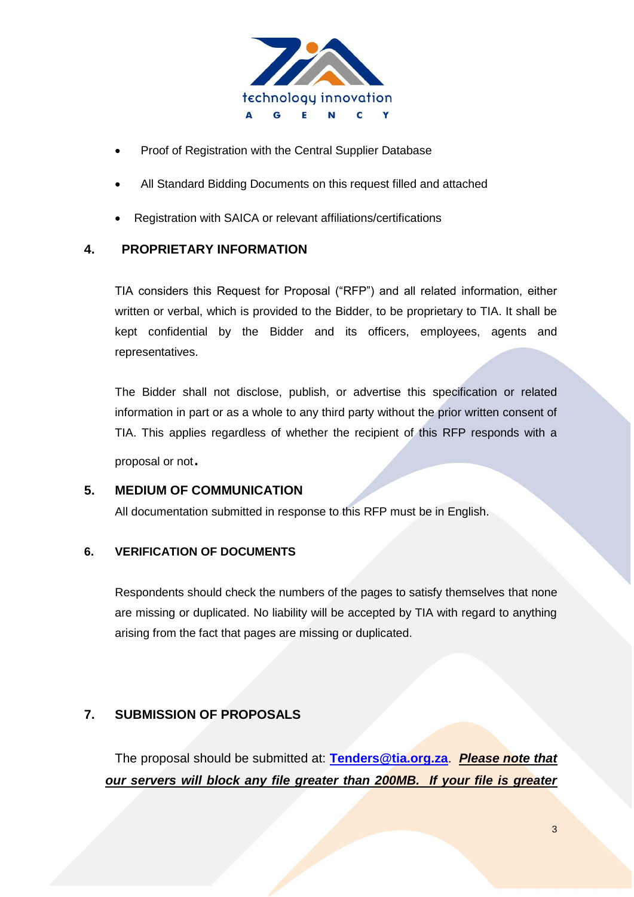- Proof of Registration with the Central Supplier Database
- All Standard Bidding Documents on this request filled and attached
- Registration with SAICA or relevant affiliations/certifications

## 4. PROPRIETARY INFORMATION

TIA considers this Request for Proposal ("RFP") and all related information, either written or verbal, which is provided to the Bidder, to be proprietary to TIA. It shall be kept confidential by the Bidder and its officers, employees, agents and representatives.

The Bidder shall not disclose, publish, or advertise this specification or related information in part or as a whole to any third party without the prior written consent of TIA. This applies regardless of whether the recipient of this RFP responds with a proposal or not.

## 5. MEDIUM OF COMMUNICATION

All documentation submitted in response to this RFP must be in English.

## 6. VERIFICATION OF DOCUMENTS

Respondents should check the numbers of the pages to satisfy themselves that none are missing or duplicated. No liability will be accepted by TIA with regard to anything arising from the fact that pages are missing or duplicated.

## 7. SUBMISSION OF PROPOSALS

The proposal should be submitted at: **Tenders@tia.org.za**. ***Please note that our servers will block any file greater than 200MB. If your file is greater***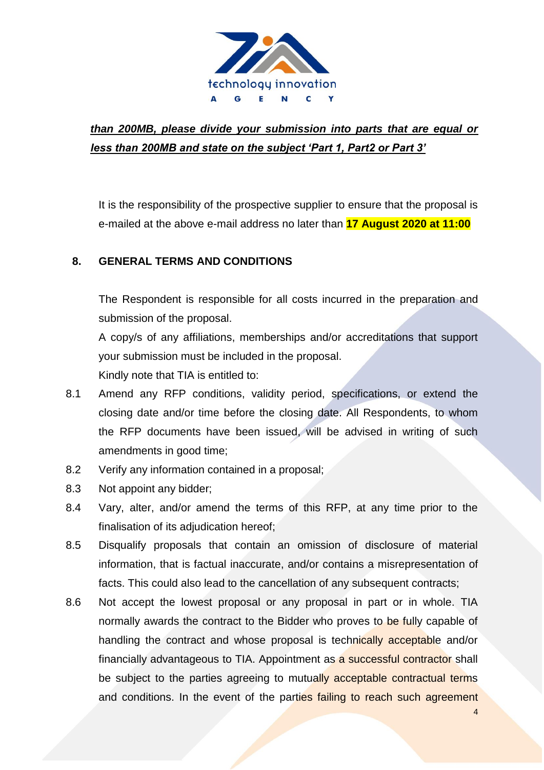***than 200MB, please divide your submission into parts that are equal or less than 200MB and state on the subject 'Part 1, Part2 or Part 3'***

It is the responsibility of the prospective supplier to ensure that the proposal is e-mailed at the above e-mail address no later than **17 August 2020 at 11:00**

## 8. GENERAL TERMS AND CONDITIONS

The Respondent is responsible for all costs incurred in the preparation and submission of the proposal.

A copy/s of any affiliations, memberships and/or accreditations that support your submission must be included in the proposal.

Kindly note that TIA is entitled to:

8.1 Amend any RFP conditions, validity period, specifications, or extend the closing date and/or time before the closing date. All Respondents, to whom the RFP documents have been issued, will be advised in writing of such amendments in good time;

8.2 Verify any information contained in a proposal;

8.3 Not appoint any bidder;

8.4 Vary, alter, and/or amend the terms of this RFP, at any time prior to the finalisation of its adjudication hereof;

8.5 Disqualify proposals that contain an omission of disclosure of material information, that is factual inaccurate, and/or contains a misrepresentation of facts. This could also lead to the cancellation of any subsequent contracts;

8.6 Not accept the lowest proposal or any proposal in part or in whole. TIA normally awards the contract to the Bidder who proves to be fully capable of handling the contract and whose proposal is technically acceptable and/or financially advantageous to TIA. Appointment as a successful contractor shall be subject to the parties agreeing to mutually acceptable contractual terms and conditions. In the event of the parties failing to reach such agreement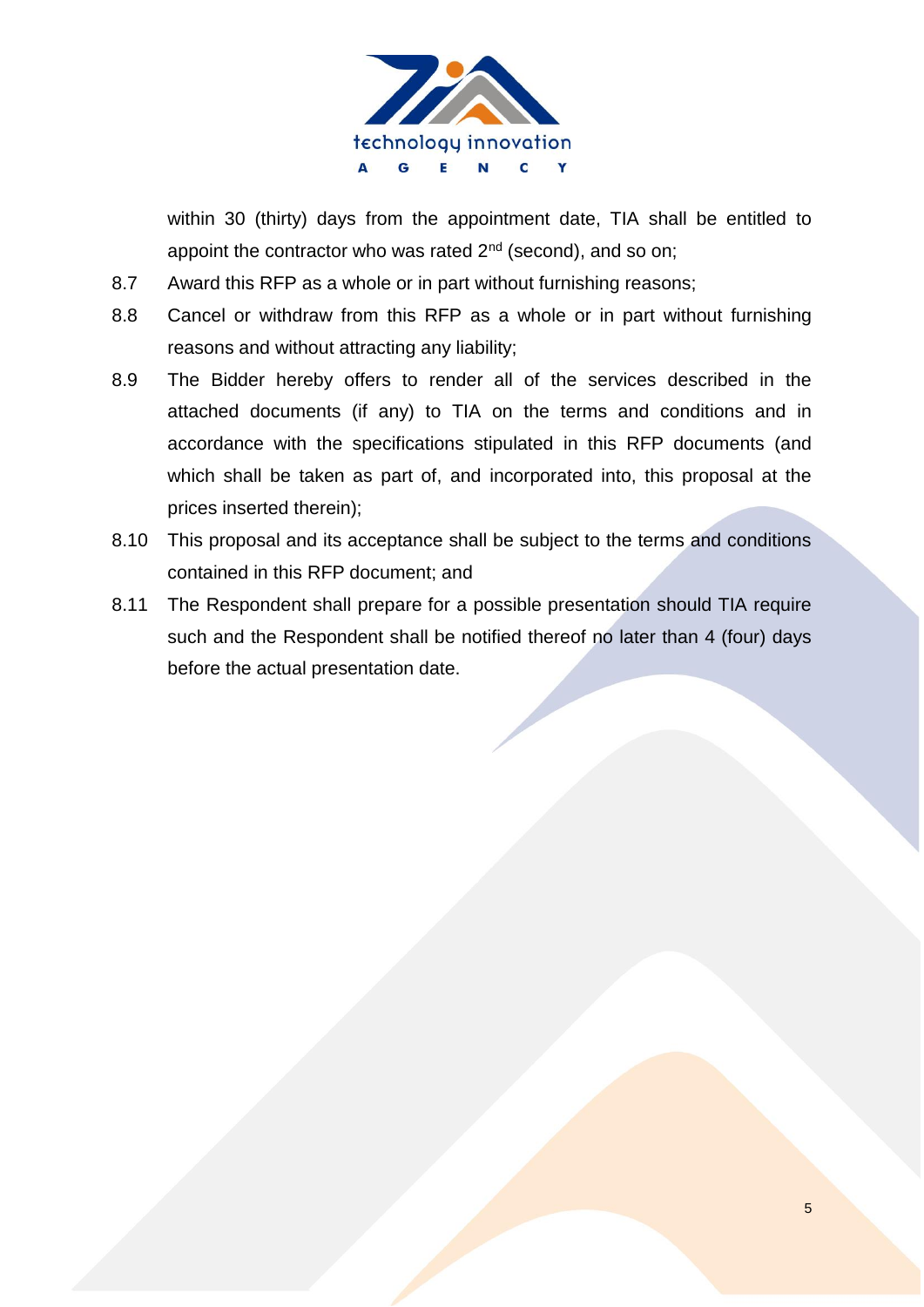within 30 (thirty) days from the appointment date, TIA shall be entitled to appoint the contractor who was rated 2nd (second), and so on;

8.7 Award this RFP as a whole or in part without furnishing reasons;

8.8 Cancel or withdraw from this RFP as a whole or in part without furnishing reasons and without attracting any liability;

8.9 The Bidder hereby offers to render all of the services described in the attached documents (if any) to TIA on the terms and conditions and in accordance with the specifications stipulated in this RFP documents (and which shall be taken as part of, and incorporated into, this proposal at the prices inserted therein);

8.10 This proposal and its acceptance shall be subject to the terms and conditions contained in this RFP document; and

8.11 The Respondent shall prepare for a possible presentation should TIA require such and the Respondent shall be notified thereof no later than 4 (four) days before the actual presentation date.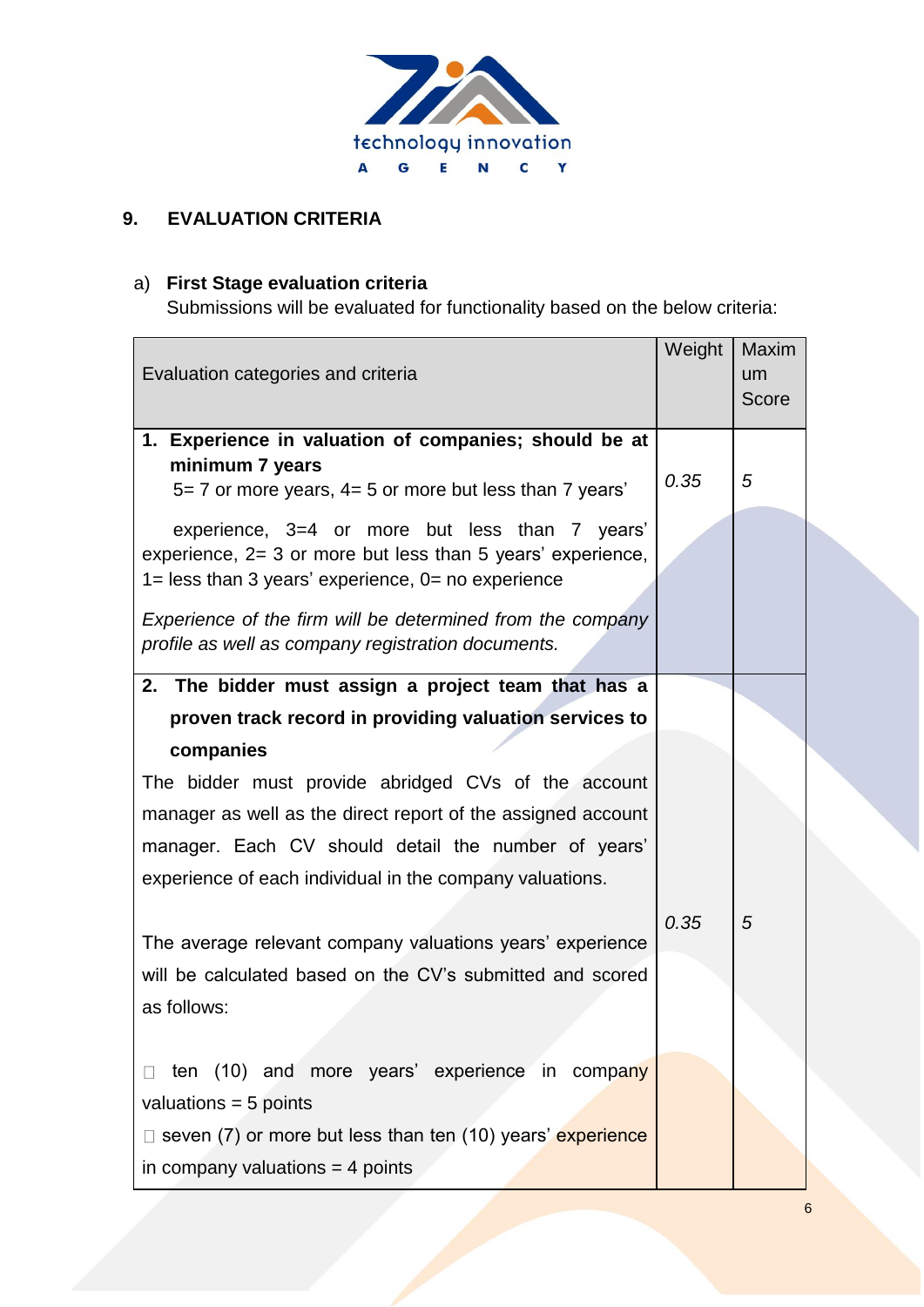## 9. EVALUATION CRITERIA

a) **First Stage evaluation criteria**

Submissions will be evaluated for functionality based on the below criteria:

| Evaluation categories and criteria | Weight | Maximum Score |
|---|---|---|
| **1. Experience in valuation of companies; should be at minimum 7 years**<br>5= 7 or more years, 4= 5 or more but less than 7 years' experience, 3=4 or more but less than 7 years' experience, 2= 3 or more but less than 5 years' experience, 1= less than 3 years' experience, 0= no experience<br>*Experience of the firm will be determined from the company profile as well as company registration documents.* | *0.35* | *5* |
| **2. The bidder must assign a project team that has a proven track record in providing valuation services to companies**<br>The bidder must provide abridged CVs of the account manager as well as the direct report of the assigned account manager. Each CV should detail the number of years' experience of each individual in the company valuations.<br><br>The average relevant company valuations years' experience will be calculated based on the CV's submitted and scored as follows:<br><br>- ten (10) and more years' experience in company valuations = 5 points<br>- seven (7) or more but less than ten (10) years' experience in company valuations = 4 points | *0.35* | *5* |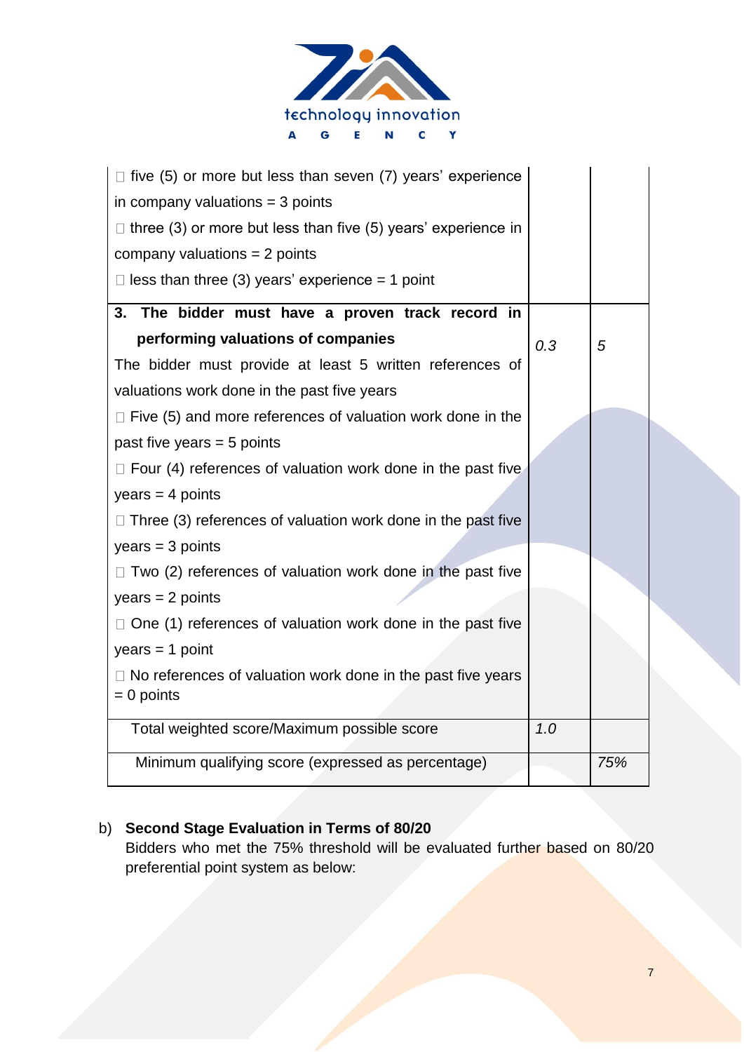| | | |
|---|---|---|
| □ five (5) or more but less than seven (7) years' experience in company valuations = 3 points<br>□ three (3) or more but less than five (5) years' experience in company valuations = 2 points<br>□ less than three (3) years' experience = 1 point | | |
| **3. The bidder must have a proven track record in performing valuations of companies**<br>The bidder must provide at least 5 written references of valuations work done in the past five years<br>□ Five (5) and more references of valuation work done in the past five years = 5 points<br>□ Four (4) references of valuation work done in the past five years = 4 points<br>□ Three (3) references of valuation work done in the past five years = 3 points<br>□ Two (2) references of valuation work done in the past five years = 2 points<br>□ One (1) references of valuation work done in the past five years = 1 point<br>□ No references of valuation work done in the past five years = 0 points | *0.3* | *5* |
| Total weighted score/Maximum possible score | *1.0* | |
| Minimum qualifying score (expressed as percentage) | | *75%* |

b) **Second Stage Evaluation in Terms of 80/20**
Bidders who met the 75% threshold will be evaluated further based on 80/20 preferential point system as below: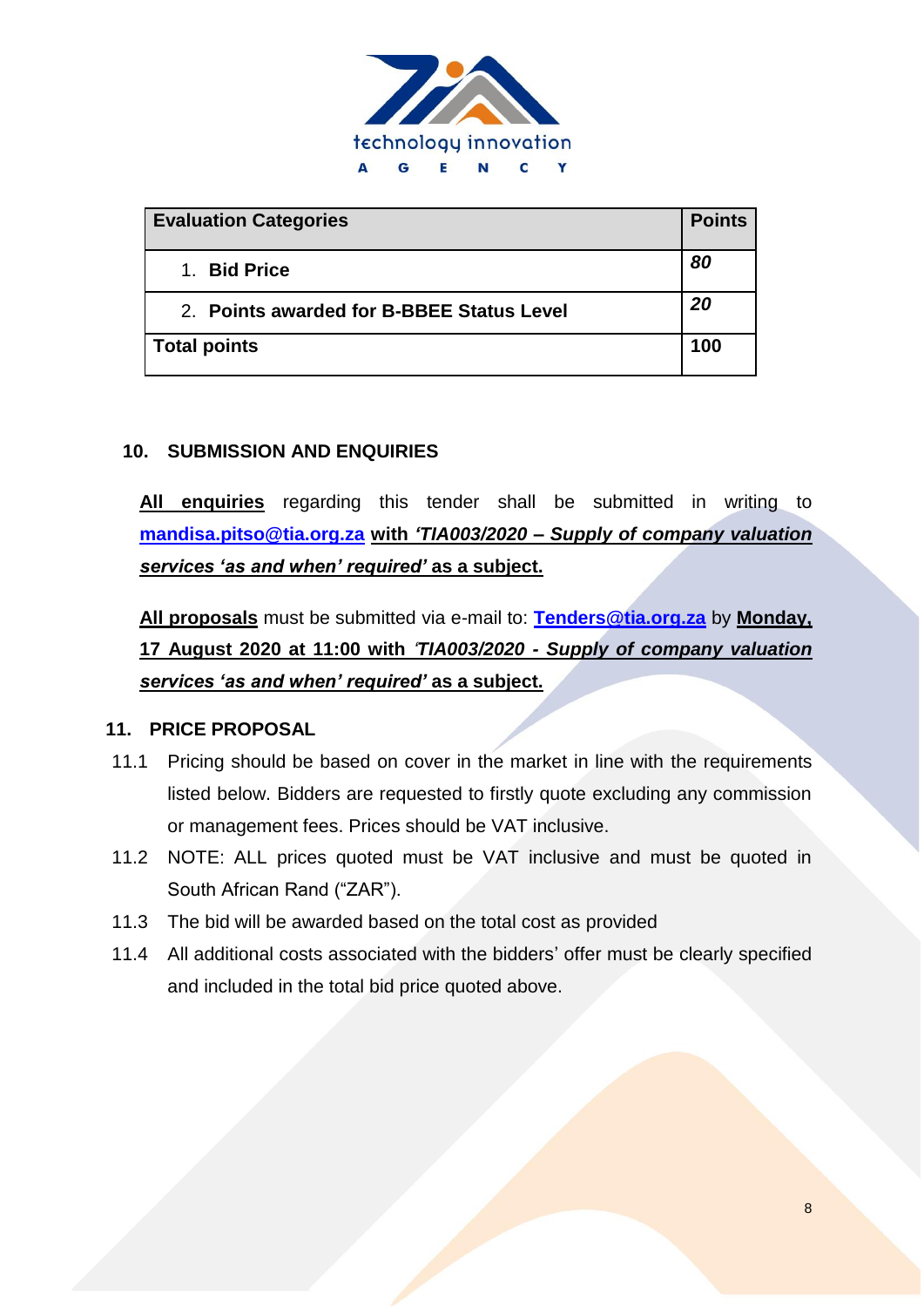| Evaluation Categories | Points |
|---|---|
| 1. **Bid Price** | ***80*** |
| 2. **Points awarded for B-BBEE Status Level** | ***20*** |
| **Total points** | **100** |

## 10. SUBMISSION AND ENQUIRIES

**All enquiries** regarding this tender shall be submitted in writing to **mandisa.pitso@tia.org.za** **with *'TIA003/2020 – Supply of company valuation services 'as and when' required'* as a subject.**

**All proposals** must be submitted via e-mail to: **Tenders@tia.org.za** by **Monday, 17 August 2020 at 11:00 with *'TIA003/2020 - Supply of company valuation services 'as and when' required'* as a subject.**

## 11. PRICE PROPOSAL

11.1 Pricing should be based on cover in the market in line with the requirements listed below. Bidders are requested to firstly quote excluding any commission or management fees. Prices should be VAT inclusive.

11.2 NOTE: ALL prices quoted must be VAT inclusive and must be quoted in South African Rand ("ZAR").

11.3 The bid will be awarded based on the total cost as provided

11.4 All additional costs associated with the bidders' offer must be clearly specified and included in the total bid price quoted above.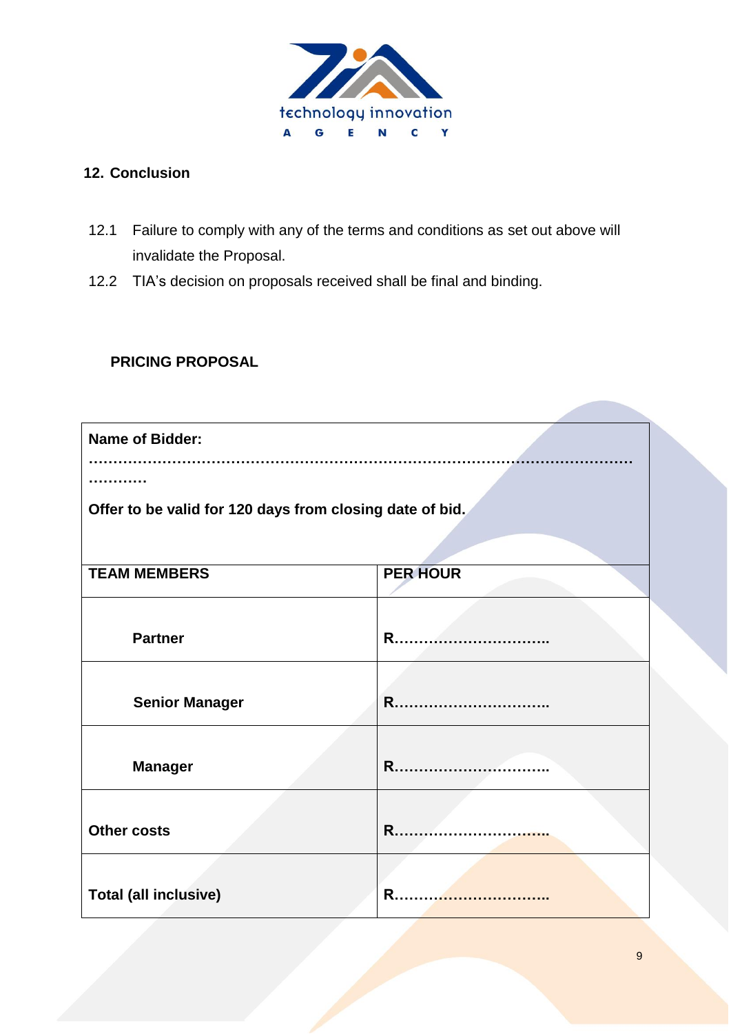## 12. Conclusion

12.1 Failure to comply with any of the terms and conditions as set out above will invalidate the Proposal.

12.2 TIA's decision on proposals received shall be final and binding.

**PRICING PROPOSAL**

| **Name of Bidder:** ……………………………………………………………………………………………………………… **Offer to be valid for 120 days from closing date of bid.** | |
|---|---|
| **TEAM MEMBERS** | **PER HOUR** |
| **Partner** | **R…………………………..** |
| **Senior Manager** | **R…………………………..** |
| **Manager** | **R…………………………..** |
| **Other costs** | **R…………………………..** |
| **Total (all inclusive)** | **R…………………………..** |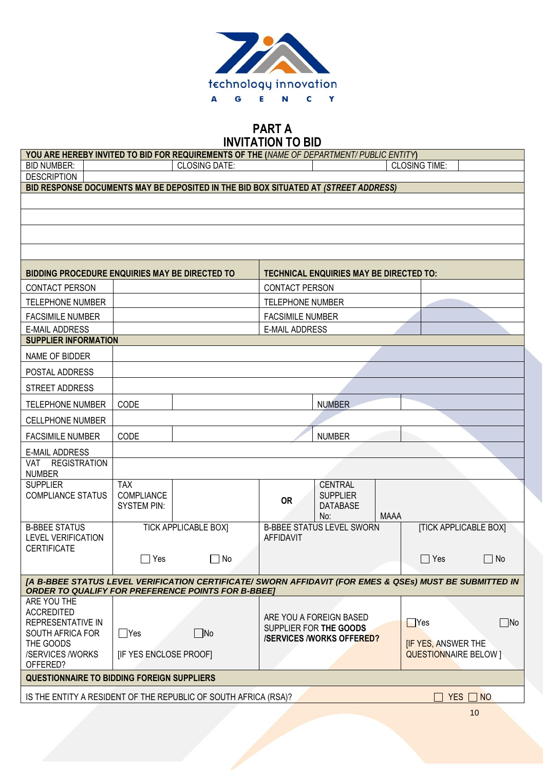technology innovation
AGENCY

# PART A
# INVITATION TO BID

| **YOU ARE HEREBY INVITED TO BID FOR REQUIREMENTS OF THE** (*NAME OF DEPARTMENT/ PUBLIC ENTITY*) | | | | | |
|---|---|---|---|---|---|
| BID NUMBER: | | CLOSING DATE: | | CLOSING TIME: | |
| DESCRIPTION | | | | | |
| **BID RESPONSE DOCUMENTS MAY BE DEPOSITED IN THE BID BOX SITUATED AT** ***(STREET ADDRESS)*** | | | | | |
| | | | | | |
| | | | | | |
| | | | | | |
| | | | | | |

| **BIDDING PROCEDURE ENQUIRIES MAY BE DIRECTED TO** | | **TECHNICAL ENQUIRIES MAY BE DIRECTED TO:** | |
|---|---|---|---|
| CONTACT PERSON | | CONTACT PERSON | |
| TELEPHONE NUMBER | | TELEPHONE NUMBER | |
| FACSIMILE NUMBER | | FACSIMILE NUMBER | |
| E-MAIL ADDRESS | | E-MAIL ADDRESS | |

| **SUPPLIER INFORMATION** | | | | | | |
|---|---|---|---|---|---|---|
| NAME OF BIDDER | | | | | | |
| POSTAL ADDRESS | | | | | | |
| STREET ADDRESS | | | | | | |
| TELEPHONE NUMBER | CODE | | | NUMBER | | |
| CELLPHONE NUMBER | | | | | | |
| FACSIMILE NUMBER | CODE | | | NUMBER | | |
| E-MAIL ADDRESS | | | | | | |
| VAT REGISTRATION NUMBER | | | | | | |
| SUPPLIER COMPLIANCE STATUS | TAX COMPLIANCE SYSTEM PIN: | | **OR** | CENTRAL SUPPLIER DATABASE No: | MAAA | |
| B-BBEE STATUS LEVEL VERIFICATION CERTIFICATE | TICK APPLICABLE BOX] ☐ Yes ☐ No | | B-BBEE STATUS LEVEL SWORN AFFIDAVIT | | | [TICK APPLICABLE BOX] ☐ Yes ☐ No |
| ***[A B-BBEE STATUS LEVEL VERIFICATION CERTIFICATE/ SWORN AFFIDAVIT (FOR EMES & QSEs) MUST BE SUBMITTED IN ORDER TO QUALIFY FOR PREFERENCE POINTS FOR B-BBEE]*** | | | | | | |
| ARE YOU THE ACCREDITED REPRESENTATIVE IN SOUTH AFRICA FOR THE GOODS /SERVICES /WORKS OFFERED? | ☐Yes ☐No [IF YES ENCLOSE PROOF] | | ARE YOU A FOREIGN BASED SUPPLIER FOR **THE GOODS /SERVICES /WORKS OFFERED?** | | | ☐Yes ☐No [IF YES, ANSWER THE QUESTIONNAIRE BELOW ] |
| **QUESTIONNAIRE TO BIDDING FOREIGN SUPPLIERS** | | | | | | |
| IS THE ENTITY A RESIDENT OF THE REPUBLIC OF SOUTH AFRICA (RSA)? | | | | | | ☐ YES ☐ NO |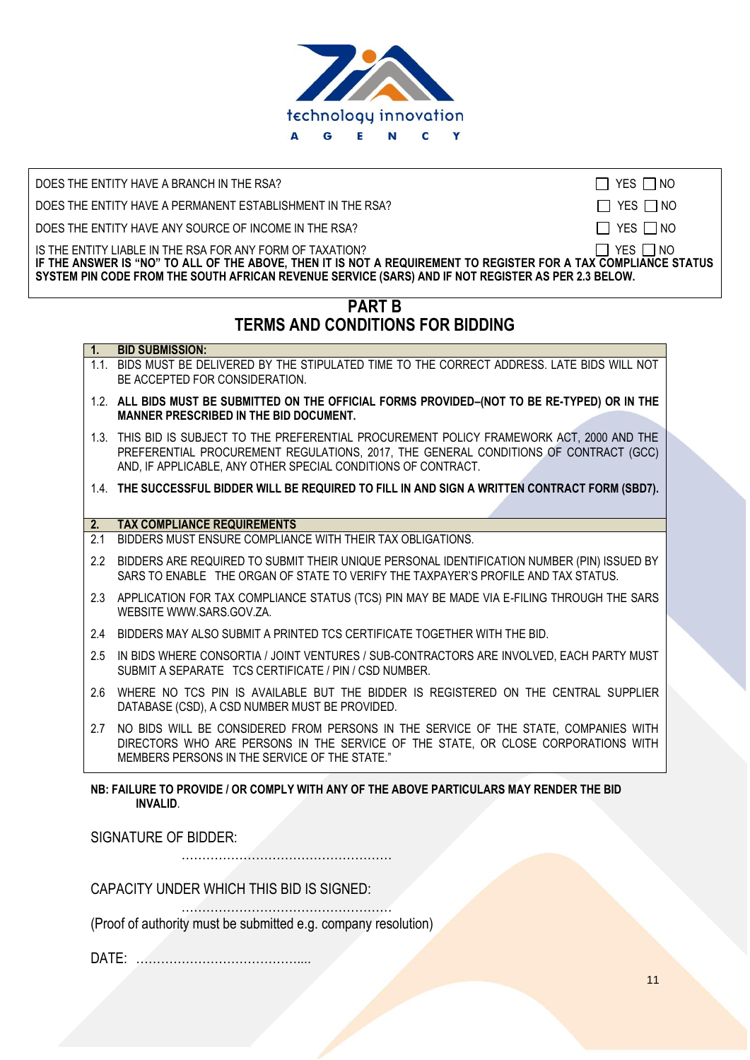| | |
|---|---|
| DOES THE ENTITY HAVE A BRANCH IN THE RSA? | ☐ YES ☐ NO |
| DOES THE ENTITY HAVE A PERMANENT ESTABLISHMENT IN THE RSA? | ☐ YES ☐ NO |
| DOES THE ENTITY HAVE ANY SOURCE OF INCOME IN THE RSA? | ☐ YES ☐ NO |
| IS THE ENTITY LIABLE IN THE RSA FOR ANY FORM OF TAXATION? | ☐ YES ☐ NO |

**IF THE ANSWER IS "NO" TO ALL OF THE ABOVE, THEN IT IS NOT A REQUIREMENT TO REGISTER FOR A TAX COMPLIANCE STATUS SYSTEM PIN CODE FROM THE SOUTH AFRICAN REVENUE SERVICE (SARS) AND IF NOT REGISTER AS PER 2.3 BELOW.**

# PART B
# TERMS AND CONDITIONS FOR BIDDING

| **1.** | **BID SUBMISSION:** |
|---|---|
| 1.1. | BIDS MUST BE DELIVERED BY THE STIPULATED TIME TO THE CORRECT ADDRESS. LATE BIDS WILL NOT BE ACCEPTED FOR CONSIDERATION. |
| 1.2. | **ALL BIDS MUST BE SUBMITTED ON THE OFFICIAL FORMS PROVIDED–(NOT TO BE RE-TYPED) OR IN THE MANNER PRESCRIBED IN THE BID DOCUMENT.** |
| 1.3. | THIS BID IS SUBJECT TO THE PREFERENTIAL PROCUREMENT POLICY FRAMEWORK ACT, 2000 AND THE PREFERENTIAL PROCUREMENT REGULATIONS, 2017, THE GENERAL CONDITIONS OF CONTRACT (GCC) AND, IF APPLICABLE, ANY OTHER SPECIAL CONDITIONS OF CONTRACT. |
| 1.4. | **THE SUCCESSFUL BIDDER WILL BE REQUIRED TO FILL IN AND SIGN A WRITTEN CONTRACT FORM (SBD7).** |

| **2.** | **TAX COMPLIANCE REQUIREMENTS** |
|---|---|
| 2.1 | BIDDERS MUST ENSURE COMPLIANCE WITH THEIR TAX OBLIGATIONS. |
| 2.2 | BIDDERS ARE REQUIRED TO SUBMIT THEIR UNIQUE PERSONAL IDENTIFICATION NUMBER (PIN) ISSUED BY SARS TO ENABLE THE ORGAN OF STATE TO VERIFY THE TAXPAYER'S PROFILE AND TAX STATUS. |
| 2.3 | APPLICATION FOR TAX COMPLIANCE STATUS (TCS) PIN MAY BE MADE VIA E-FILING THROUGH THE SARS WEBSITE WWW.SARS.GOV.ZA. |
| 2.4 | BIDDERS MAY ALSO SUBMIT A PRINTED TCS CERTIFICATE TOGETHER WITH THE BID. |
| 2.5 | IN BIDS WHERE CONSORTIA / JOINT VENTURES / SUB-CONTRACTORS ARE INVOLVED, EACH PARTY MUST SUBMIT A SEPARATE TCS CERTIFICATE / PIN / CSD NUMBER. |
| 2.6 | WHERE NO TCS PIN IS AVAILABLE BUT THE BIDDER IS REGISTERED ON THE CENTRAL SUPPLIER DATABASE (CSD), A CSD NUMBER MUST BE PROVIDED. |
| 2.7 | NO BIDS WILL BE CONSIDERED FROM PERSONS IN THE SERVICE OF THE STATE, COMPANIES WITH DIRECTORS WHO ARE PERSONS IN THE SERVICE OF THE STATE, OR CLOSE CORPORATIONS WITH MEMBERS PERSONS IN THE SERVICE OF THE STATE." |

**NB: FAILURE TO PROVIDE / OR COMPLY WITH ANY OF THE ABOVE PARTICULARS MAY RENDER THE BID INVALID**.

SIGNATURE OF BIDDER: ……………………………………………

CAPACITY UNDER WHICH THIS BID IS SIGNED: ……………………………………………

(Proof of authority must be submitted e.g. company resolution)

DATE: …………………………………....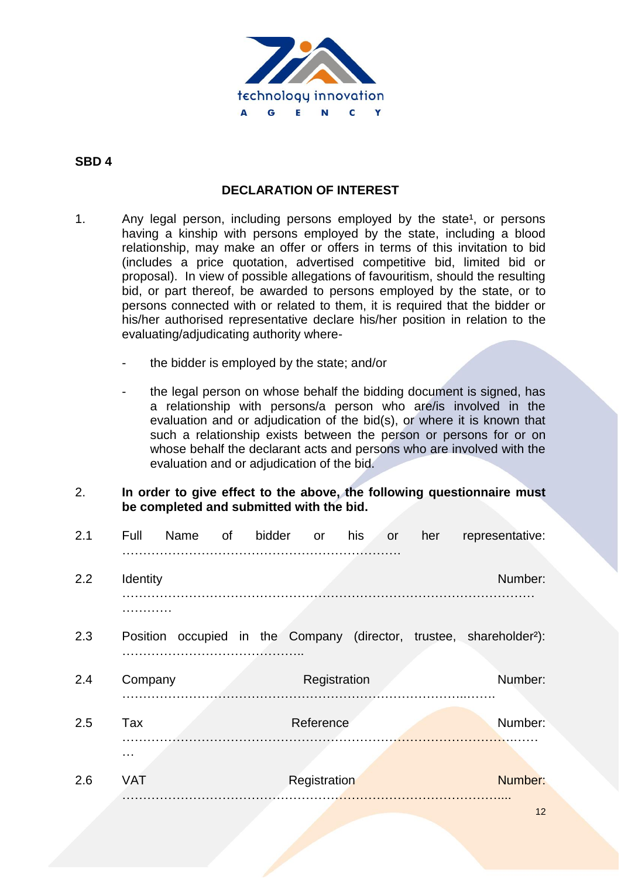SBD 4

## DECLARATION OF INTEREST

1. Any legal person, including persons employed by the state[1], or persons having a kinship with persons employed by the state, including a blood relationship, may make an offer or offers in terms of this invitation to bid (includes a price quotation, advertised competitive bid, limited bid or proposal). In view of possible allegations of favouritism, should the resulting bid, or part thereof, be awarded to persons employed by the state, or to persons connected with or related to them, it is required that the bidder or his/her authorised representative declare his/her position in relation to the evaluating/adjudicating authority where-

   - the bidder is employed by the state; and/or

   - the legal person on whose behalf the bidding document is signed, has a relationship with persons/a person who are/is involved in the evaluation and or adjudication of the bid(s), or where it is known that such a relationship exists between the person or persons for or on whose behalf the declarant acts and persons who are involved with the evaluation and or adjudication of the bid.

2. **In order to give effect to the above, the following questionnaire must be completed and submitted with the bid.**

2.1 Full Name of bidder or his or her representative: ………………………………………………………….

2.2 Identity Number: ………………………………………………………………………………………………………

2.3 Position occupied in the Company (director, trustee, shareholder[2]): ……………………………………..

2.4 Company Registration Number: …………………………………………………………………………..…….

2.5 Tax Reference Number: ……………………………………………………………………………………..………

2.6 VAT Registration Number: ……………………………………………………………………………….....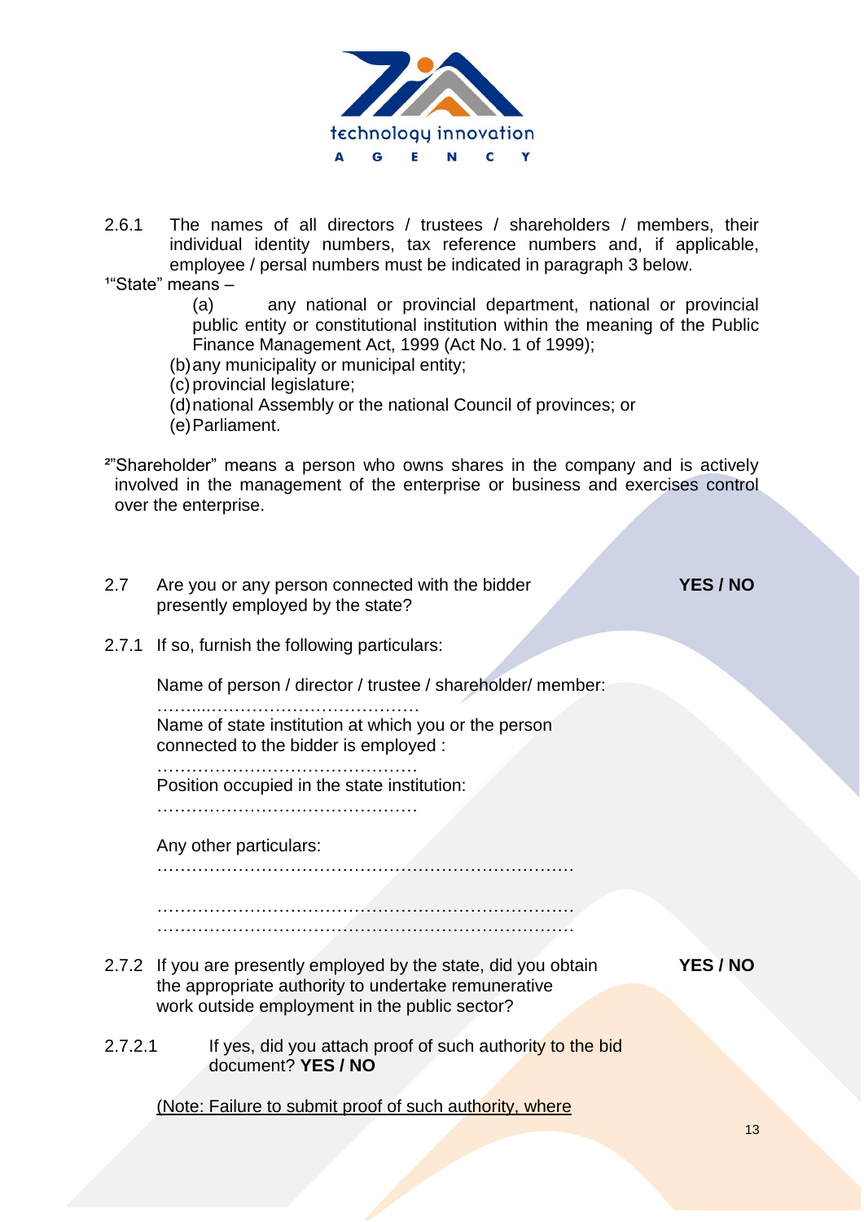2.6.1 The names of all directors / trustees / shareholders / members, their individual identity numbers, tax reference numbers and, if applicable, employee / persal numbers must be indicated in paragraph 3 below.

[1]"State" means –

(a) any national or provincial department, national or provincial public entity or constitutional institution within the meaning of the Public Finance Management Act, 1999 (Act No. 1 of 1999);

(b) any municipality or municipal entity;

(c) provincial legislature;

(d) national Assembly or the national Council of provinces; or

(e) Parliament.

[2]"Shareholder" means a person who owns shares in the company and is actively involved in the management of the enterprise or business and exercises control over the enterprise.

2.7 Are you or any person connected with the bidder presently employed by the state? **YES / NO**

2.7.1 If so, furnish the following particulars:

Name of person / director / trustee / shareholder/ member: ……....……………………………

Name of state institution at which you or the person connected to the bidder is employed : ………………………………………

Position occupied in the state institution: ………………………………………

Any other particulars:
………………………………………………………………
………………………………………………………………
………………………………………………………………

2.7.2 If you are presently employed by the state, did you obtain the appropriate authority to undertake remunerative work outside employment in the public sector? **YES / NO**

2.7.2.1 If yes, did you attach proof of such authority to the bid document? **YES / NO**

(Note: Failure to submit proof of such authority, where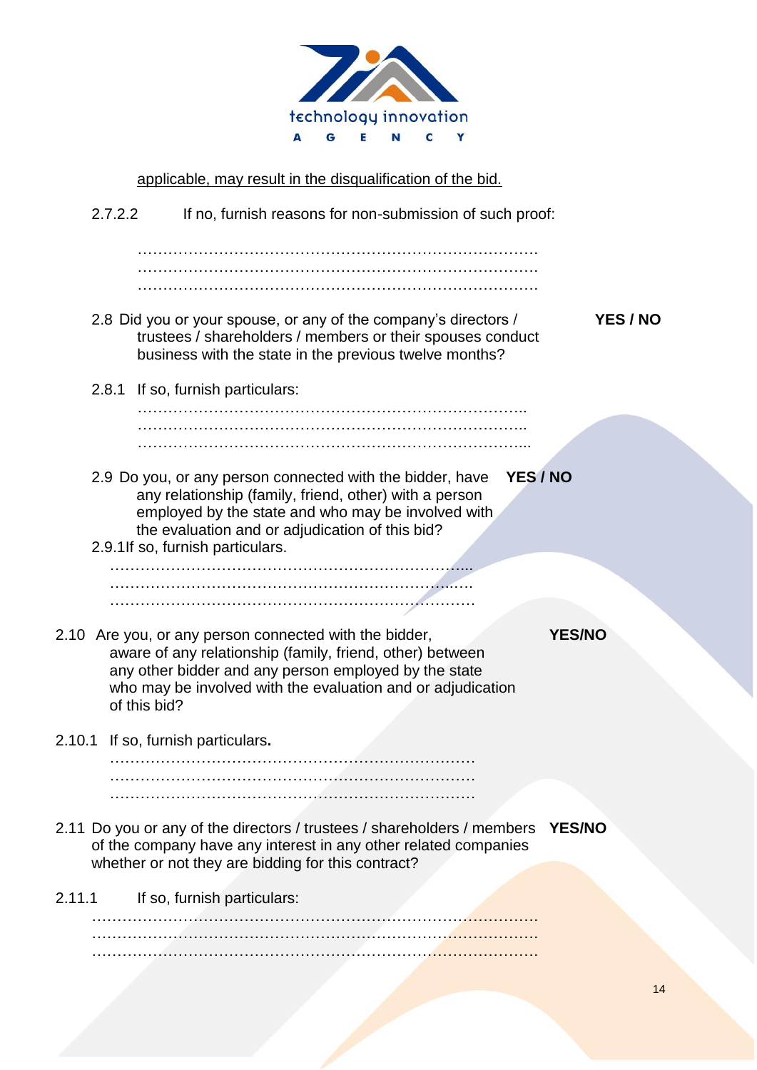<u>applicable, may result in the disqualification of the bid.</u>

2.7.2.2 If no, furnish reasons for non-submission of such proof:

…………………………………………………………………….
…………………………………………………………………….
…………………………………………………………………….

2.8 Did you or your spouse, or any of the company's directors / trustees / shareholders / members or their spouses conduct business with the state in the previous twelve months? **YES / NO**

2.8.1 If so, furnish particulars:

…………………………………………………………………..
…………………………………………………………………..
…………………………………………………………………...

2.9 Do you, or any person connected with the bidder, have any relationship (family, friend, other) with a person employed by the state and who may be involved with the evaluation and or adjudication of this bid? **YES / NO**

2.9.1If so, furnish particulars.

…………………………………………………………...
…………………………………………………………….
…………………………………………………………….

2.10 Are you, or any person connected with the bidder, aware of any relationship (family, friend, other) between any other bidder and any person employed by the state who may be involved with the evaluation and or adjudication of this bid? **YES/NO**

2.10.1 If so, furnish particulars**.**

……………………………………………………………….
……………………………………………………………….
……………………………………………………………….

2.11 Do you or any of the directors / trustees / shareholders / members of the company have any interest in any other related companies whether or not they are bidding for this contract? **YES/NO**

2.11.1 If so, furnish particulars:

…………………………………………………………………………….
…………………………………………………………………………….
…………………………………………………………………………….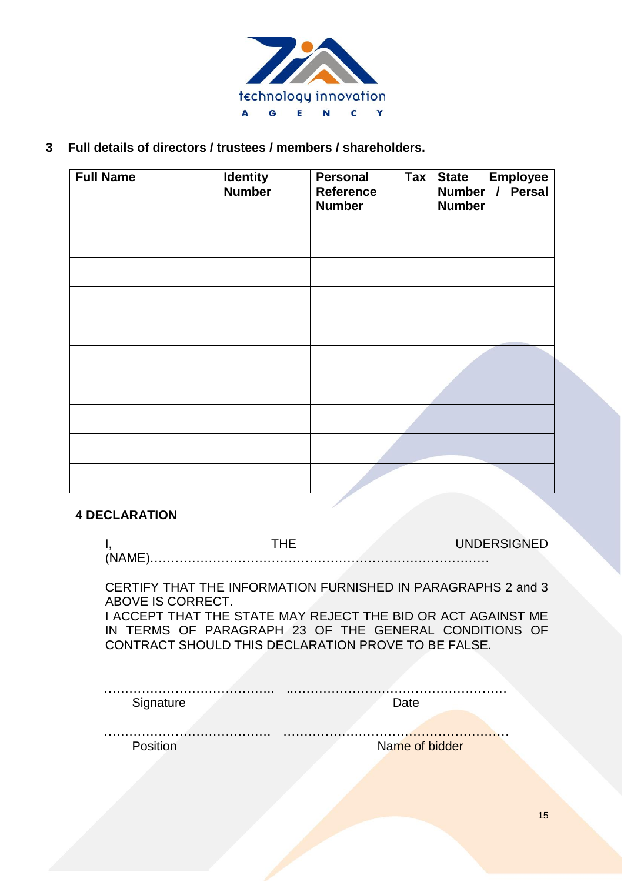## 3 Full details of directors / trustees / members / shareholders.

| Full Name | Identity Number | Personal Tax Reference Number | State Employee Number / Persal Number |
|---|---|---|---|
| | | | |
| | | | |
| | | | |
| | | | |
| | | | |
| | | | |
| | | | |
| | | | |
| | | | |

## 4 DECLARATION

I, THE UNDERSIGNED (NAME)………………………………………………………………………

CERTIFY THAT THE INFORMATION FURNISHED IN PARAGRAPHS 2 and 3 ABOVE IS CORRECT.
I ACCEPT THAT THE STATE MAY REJECT THE BID OR ACT AGAINST ME IN TERMS OF PARAGRAPH 23 OF THE GENERAL CONDITIONS OF CONTRACT SHOULD THIS DECLARATION PROVE TO BE FALSE.

………………………………….. ……………………………………………
Signature Date

…………………………………. ……………………………………………
Position Name of bidder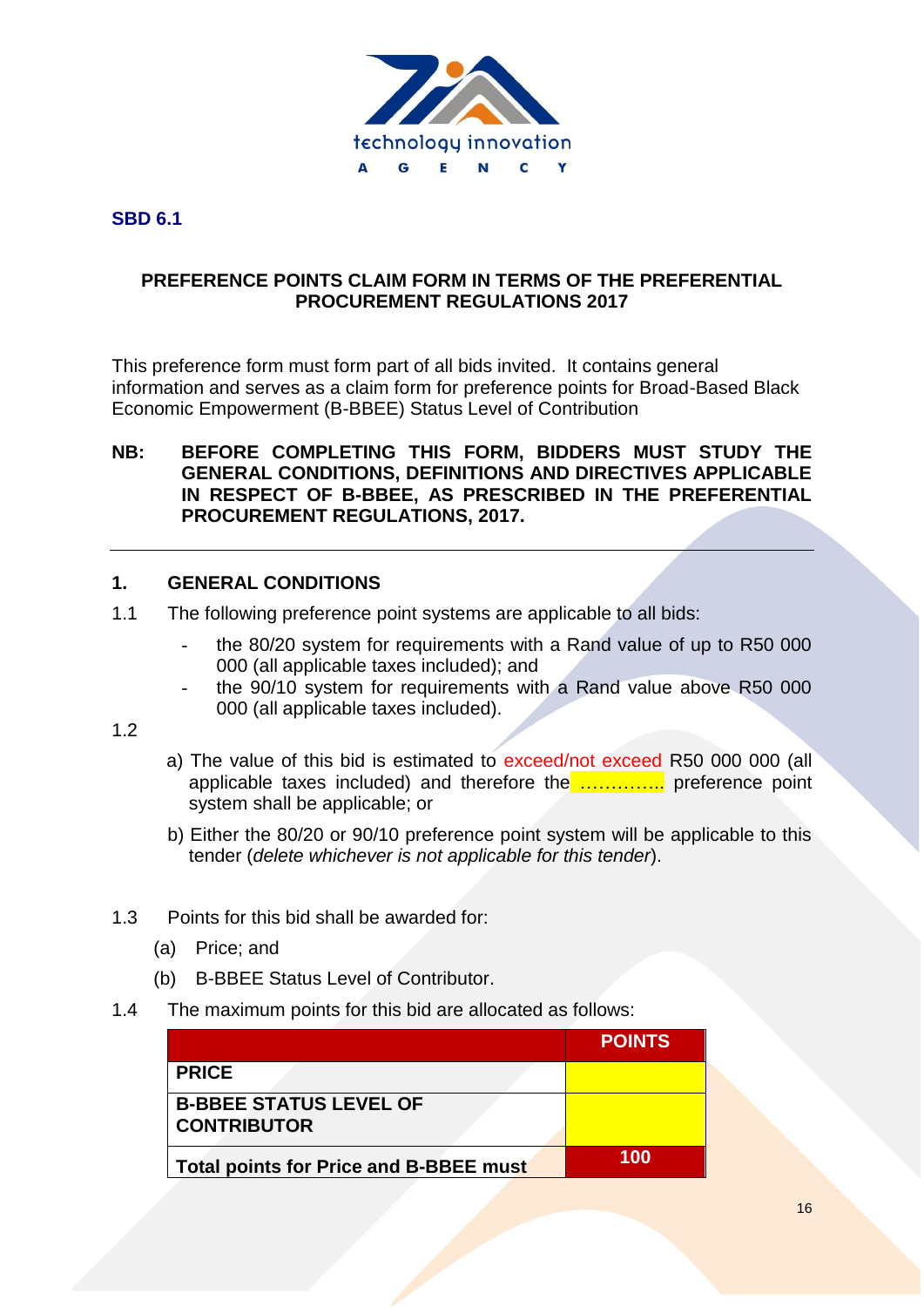**SBD 6.1**

## PREFERENCE POINTS CLAIM FORM IN TERMS OF THE PREFERENTIAL PROCUREMENT REGULATIONS 2017

This preference form must form part of all bids invited. It contains general information and serves as a claim form for preference points for Broad-Based Black Economic Empowerment (B-BBEE) Status Level of Contribution

**NB: BEFORE COMPLETING THIS FORM, BIDDERS MUST STUDY THE GENERAL CONDITIONS, DEFINITIONS AND DIRECTIVES APPLICABLE IN RESPECT OF B-BBEE, AS PRESCRIBED IN THE PREFERENTIAL PROCUREMENT REGULATIONS, 2017.**

---

### 1. GENERAL CONDITIONS

1.1 The following preference point systems are applicable to all bids:

- the 80/20 system for requirements with a Rand value of up to R50 000 000 (all applicable taxes included); and
- the 90/10 system for requirements with a Rand value above R50 000 000 (all applicable taxes included).

1.2

a) The value of this bid is estimated to exceed/not exceed R50 000 000 (all applicable taxes included) and therefore the ………….. preference point system shall be applicable; or

b) Either the 80/20 or 90/10 preference point system will be applicable to this tender (*delete whichever is not applicable for this tender*).

1.3 Points for this bid shall be awarded for:

(a) Price; and

(b) B-BBEE Status Level of Contributor.

1.4 The maximum points for this bid are allocated as follows:

| | POINTS |
|---|---|
| **PRICE** | |
| **B-BBEE STATUS LEVEL OF CONTRIBUTOR** | |
| **Total points for Price and B-BBEE must** | **100** |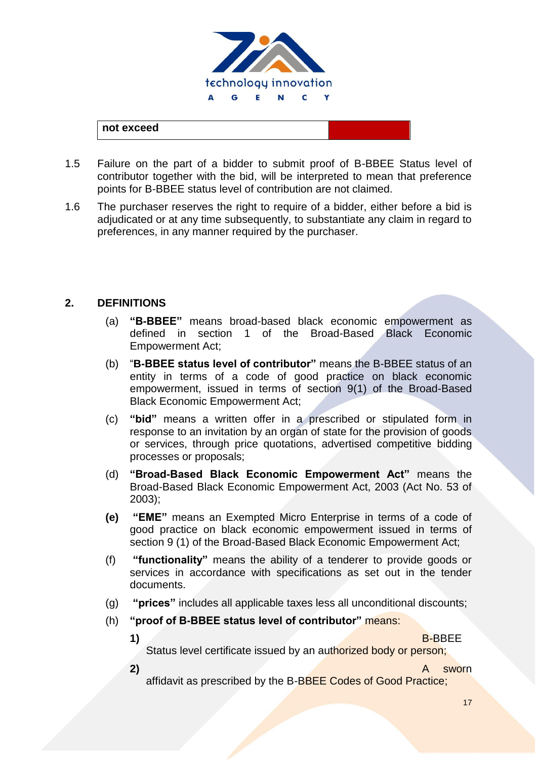| not exceed | |
|---|---|

1.5 Failure on the part of a bidder to submit proof of B-BBEE Status level of contributor together with the bid, will be interpreted to mean that preference points for B-BBEE status level of contribution are not claimed.

1.6 The purchaser reserves the right to require of a bidder, either before a bid is adjudicated or at any time subsequently, to substantiate any claim in regard to preferences, in any manner required by the purchaser.

## 2. DEFINITIONS

(a) **"B-BBEE"** means broad-based black economic empowerment as defined in section 1 of the Broad-Based Black Economic Empowerment Act;

(b) "**B-BBEE status level of contributor"** means the B-BBEE status of an entity in terms of a code of good practice on black economic empowerment, issued in terms of section 9(1) of the Broad-Based Black Economic Empowerment Act;

(c) **"bid"** means a written offer in a prescribed or stipulated form in response to an invitation by an organ of state for the provision of goods or services, through price quotations, advertised competitive bidding processes or proposals;

(d) **"Broad-Based Black Economic Empowerment Act"** means the Broad-Based Black Economic Empowerment Act, 2003 (Act No. 53 of 2003);

**(e)** **"EME"** means an Exempted Micro Enterprise in terms of a code of good practice on black economic empowerment issued in terms of section 9 (1) of the Broad-Based Black Economic Empowerment Act;

(f) **"functionality"** means the ability of a tenderer to provide goods or services in accordance with specifications as set out in the tender documents.

(g) **"prices"** includes all applicable taxes less all unconditional discounts;

(h) **"proof of B-BBEE status level of contributor"** means:

**1)** B-BBEE Status level certificate issued by an authorized body or person;

**2)** A sworn affidavit as prescribed by the B-BBEE Codes of Good Practice;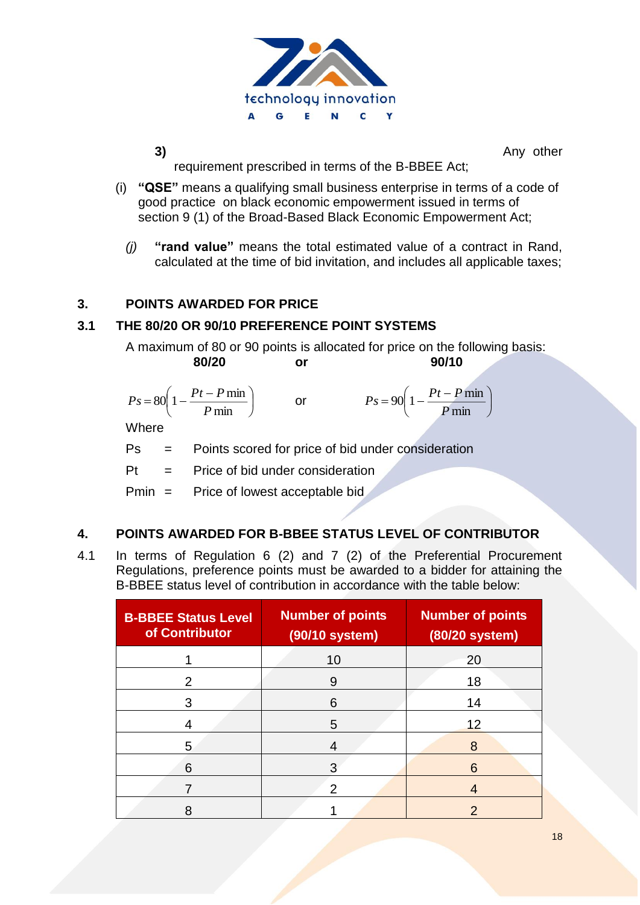3) Any other requirement prescribed in terms of the B-BBEE Act;

(i) **"QSE"** means a qualifying small business enterprise in terms of a code of good practice on black economic empowerment issued in terms of section 9 (1) of the Broad-Based Black Economic Empowerment Act;

*(j)* **"rand value"** means the total estimated value of a contract in Rand, calculated at the time of bid invitation, and includes all applicable taxes;

## 3. POINTS AWARDED FOR PRICE

### 3.1 THE 80/20 OR 90/10 PREFERENCE POINT SYSTEMS

A maximum of 80 or 90 points is allocated for price on the following basis:

**80/20** **or** **90/10**

$$Ps = 80\left(1 - \frac{Pt - P\min}{P\min}\right) \quad \text{or} \quad Ps = 90\left(1 - \frac{Pt - P\min}{P\min}\right)$$

Where

Ps = Points scored for price of bid under consideration

Pt = Price of bid under consideration

Pmin = Price of lowest acceptable bid

## 4. POINTS AWARDED FOR B-BBEE STATUS LEVEL OF CONTRIBUTOR

4.1 In terms of Regulation 6 (2) and 7 (2) of the Preferential Procurement Regulations, preference points must be awarded to a bidder for attaining the B-BBEE status level of contribution in accordance with the table below:

| B-BBEE Status Level of Contributor | Number of points (90/10 system) | Number of points (80/20 system) |
|---|---|---|
| 1 | 10 | 20 |
| 2 | 9 | 18 |
| 3 | 6 | 14 |
| 4 | 5 | 12 |
| 5 | 4 | 8 |
| 6 | 3 | 6 |
| 7 | 2 | 4 |
| 8 | 1 | 2 |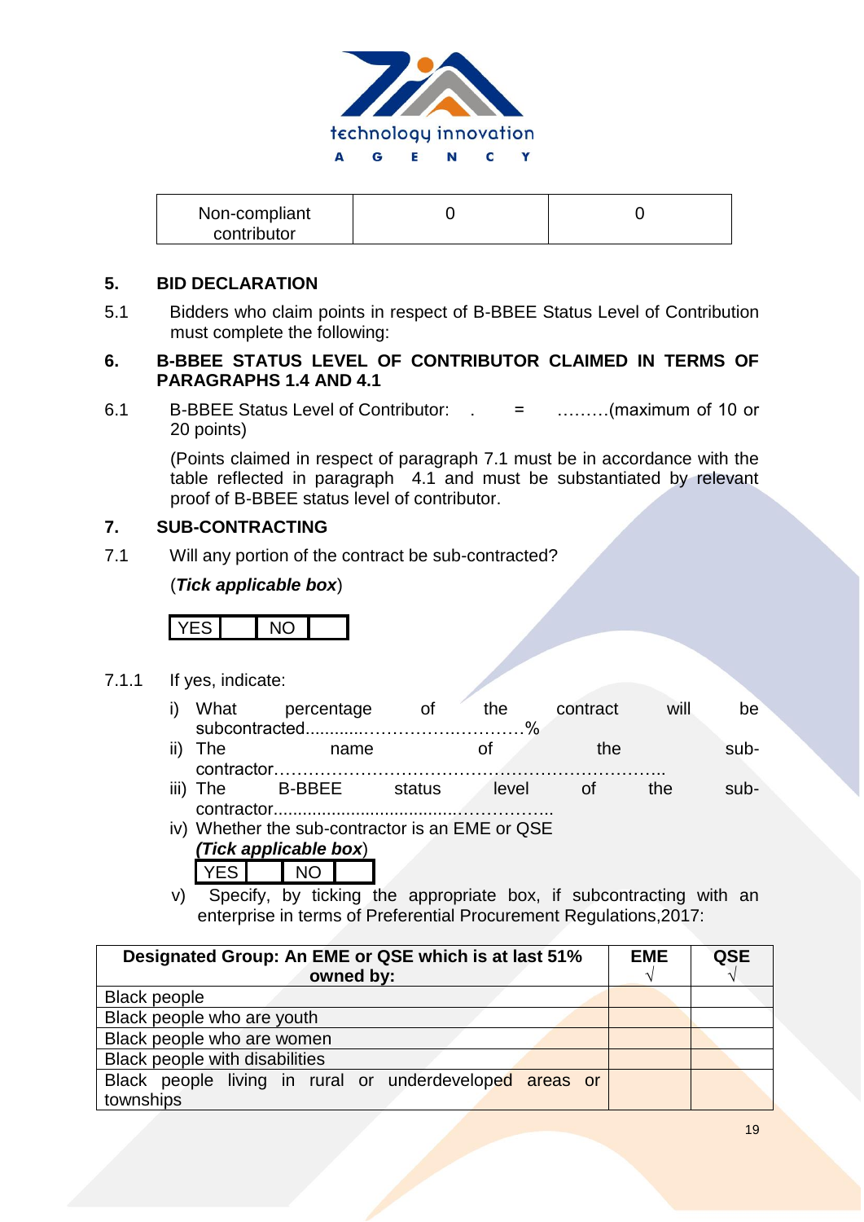| Non-compliant contributor | 0 | 0 |
|---|---|---|

## 5. BID DECLARATION

5.1 Bidders who claim points in respect of B-BBEE Status Level of Contribution must complete the following:

## 6. B-BBEE STATUS LEVEL OF CONTRIBUTOR CLAIMED IN TERMS OF PARAGRAPHS 1.4 AND 4.1

6.1 B-BBEE Status Level of Contributor: . = ………(maximum of 10 or 20 points)

(Points claimed in respect of paragraph 7.1 must be in accordance with the table reflected in paragraph 4.1 and must be substantiated by relevant proof of B-BBEE status level of contributor.

## 7. SUB-CONTRACTING

7.1 Will any portion of the contract be sub-contracted?

(***Tick applicable box***)

| YES | | NO | |
|---|---|---|---|

7.1.1 If yes, indicate:

i) What percentage of the contract will be subcontracted............……………….…………%

ii) The name of the sub-contractor…………………………………………………………..

iii) The B-BBEE status level of the sub-contractor......................................……………..

iv) Whether the sub-contractor is an EME or QSE

(***Tick applicable box***)

| YES | | NO | |
|---|---|---|---|

v) Specify, by ticking the appropriate box, if subcontracting with an enterprise in terms of Preferential Procurement Regulations,2017:

| Designated Group: An EME or QSE which is at last 51% owned by: | EME √ | QSE √ |
|---|---|---|
| Black people | | |
| Black people who are youth | | |
| Black people who are women | | |
| Black people with disabilities | | |
| Black people living in rural or underdeveloped areas or townships | | |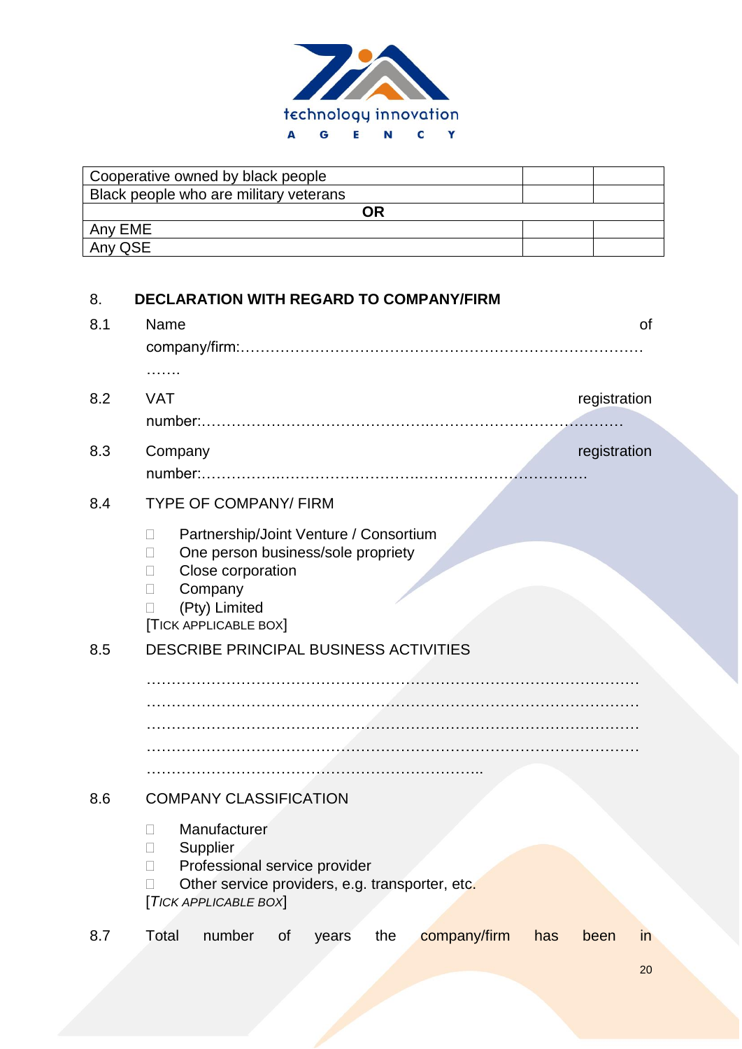| Cooperative owned by black people | | |
|---|---|---|
| Black people who are military veterans | | |
| **OR** | | |
| Any EME | | |
| Any QSE | | |

## 8. DECLARATION WITH REGARD TO COMPANY/FIRM

8.1 Name of company/firm:…………………………………………………………………………….…….

8.2 VAT registration number:……………………………………….…………………………………

8.3 Company registration number:…………….……………………….…………………………….

8.4 TYPE OF COMPANY/ FIRM

- ☐ Partnership/Joint Venture / Consortium
- ☐ One person business/sole propriety
- ☐ Close corporation
- ☐ Company
- ☐ (Pty) Limited

[TICK APPLICABLE BOX]

8.5 DESCRIBE PRINCIPAL BUSINESS ACTIVITIES

……………………………………………………………………………………………
……………………………………………………………………………………………
……………………………………………………………………………………………
……………………………………………………………………………………………
…………………………………………………………………..

8.6 COMPANY CLASSIFICATION

- ☐ Manufacturer
- ☐ Supplier
- ☐ Professional service provider
- ☐ Other service providers, e.g. transporter, etc.

[*TICK APPLICABLE BOX*]

8.7 Total number of years the company/firm has been in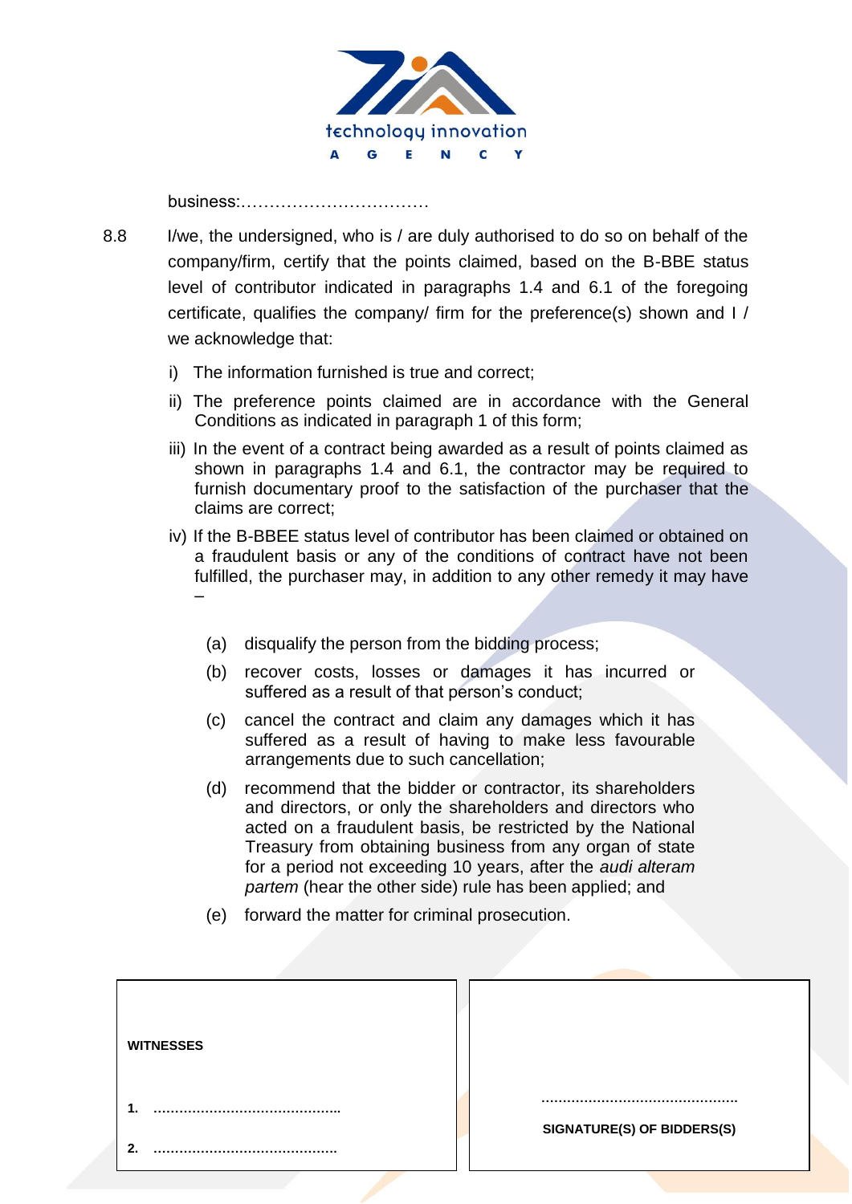business:……………………………

8.8 I/we, the undersigned, who is / are duly authorised to do so on behalf of the company/firm, certify that the points claimed, based on the B-BBE status level of contributor indicated in paragraphs 1.4 and 6.1 of the foregoing certificate, qualifies the company/ firm for the preference(s) shown and I / we acknowledge that:

i) The information furnished is true and correct;

ii) The preference points claimed are in accordance with the General Conditions as indicated in paragraph 1 of this form;

iii) In the event of a contract being awarded as a result of points claimed as shown in paragraphs 1.4 and 6.1, the contractor may be required to furnish documentary proof to the satisfaction of the purchaser that the claims are correct;

iv) If the B-BBEE status level of contributor has been claimed or obtained on a fraudulent basis or any of the conditions of contract have not been fulfilled, the purchaser may, in addition to any other remedy it may have –

(a) disqualify the person from the bidding process;

(b) recover costs, losses or damages it has incurred or suffered as a result of that person's conduct;

(c) cancel the contract and claim any damages which it has suffered as a result of having to make less favourable arrangements due to such cancellation;

(d) recommend that the bidder or contractor, its shareholders and directors, or only the shareholders and directors who acted on a fraudulent basis, be restricted by the National Treasury from obtaining business from any organ of state for a period not exceeding 10 years, after the *audi alteram partem* (hear the other side) rule has been applied; and

(e) forward the matter for criminal prosecution.

| **WITNESSES** | |
|---|---|
| **1.** ……………………………………… | ……………………………………… |
| **2.** ……………………………………… | **SIGNATURE(S) OF BIDDERS(S)** |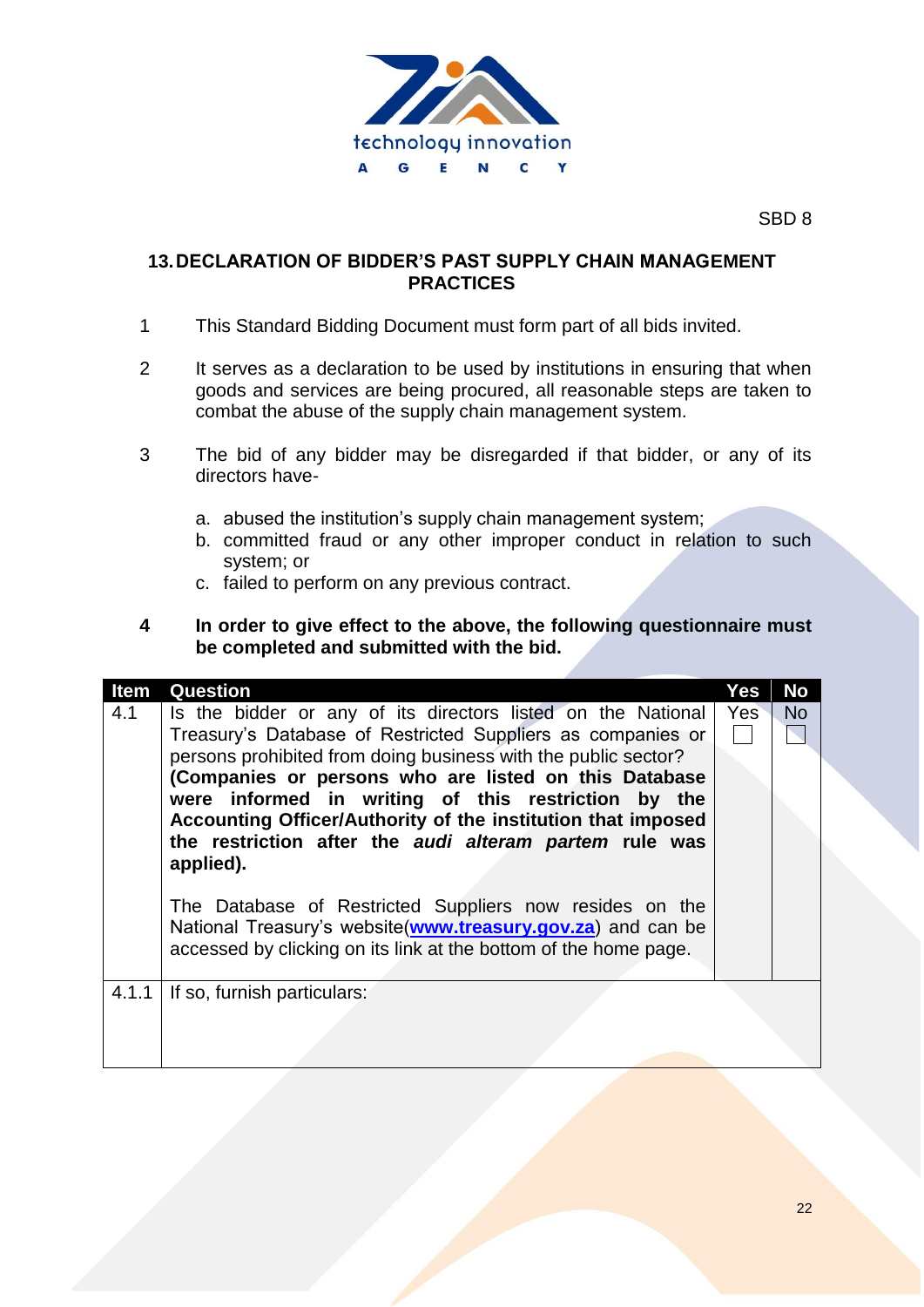SBD 8

## 13. DECLARATION OF BIDDER'S PAST SUPPLY CHAIN MANAGEMENT PRACTICES

1. This Standard Bidding Document must form part of all bids invited.

2. It serves as a declaration to be used by institutions in ensuring that when goods and services are being procured, all reasonable steps are taken to combat the abuse of the supply chain management system.

3. The bid of any bidder may be disregarded if that bidder, or any of its directors have-

   a. abused the institution's supply chain management system;
   b. committed fraud or any other improper conduct in relation to such system; or
   c. failed to perform on any previous contract.

4. **In order to give effect to the above, the following questionnaire must be completed and submitted with the bid.**

| Item | Question | Yes | No |
|---|---|---|---|
| 4.1 | Is the bidder or any of its directors listed on the National Treasury's Database of Restricted Suppliers as companies or persons prohibited from doing business with the public sector? **(Companies or persons who are listed on this Database were informed in writing of this restriction by the Accounting Officer/Authority of the institution that imposed the restriction after the *audi alteram partem* rule was applied).** <br><br> The Database of Restricted Suppliers now resides on the National Treasury's website(**www.treasury.gov.za**) and can be accessed by clicking on its link at the bottom of the home page. | Yes ☐ | No ☐ |
| 4.1.1 | If so, furnish particulars: | | |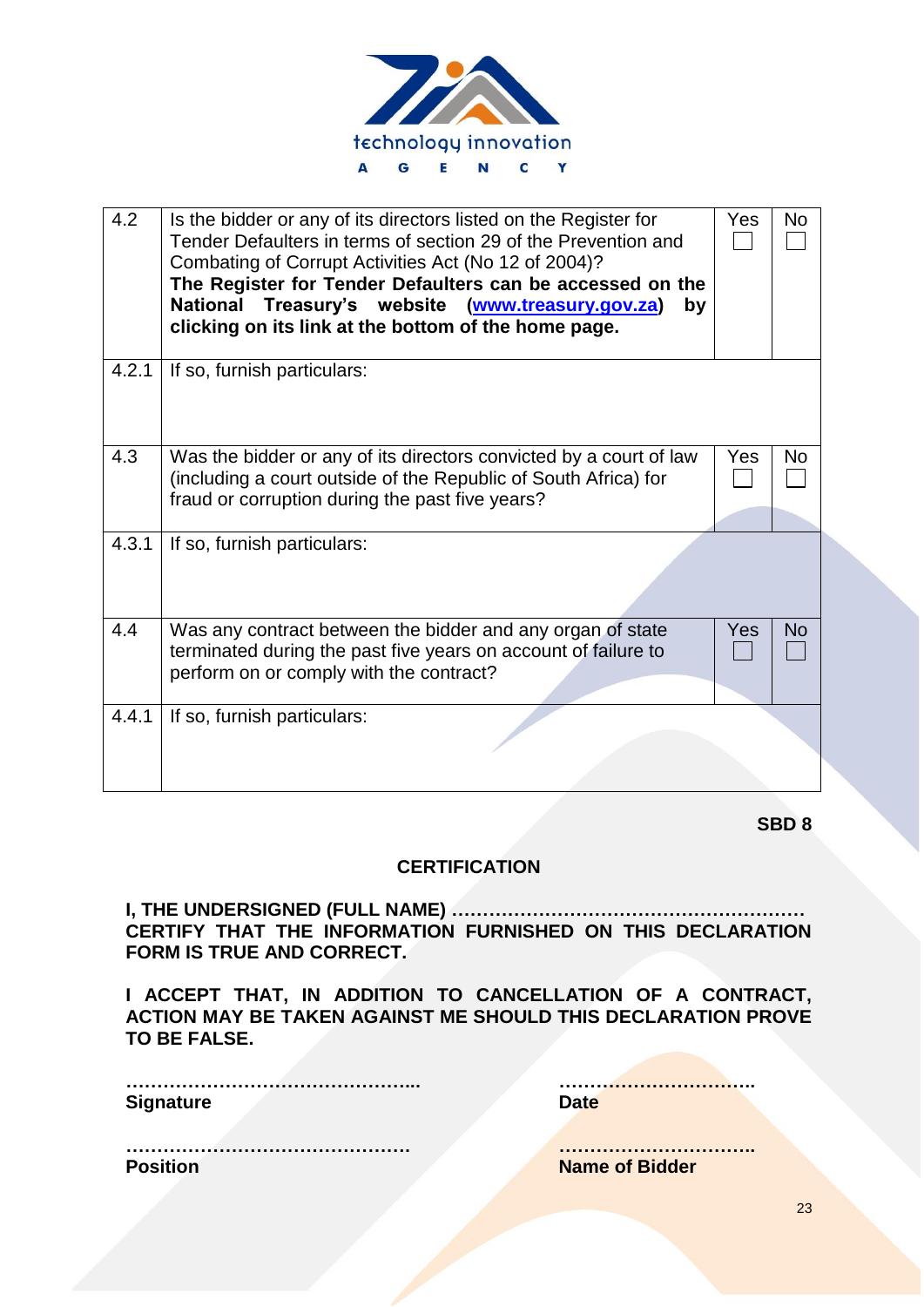| 4.2 | Is the bidder or any of its directors listed on the Register for Tender Defaulters in terms of section 29 of the Prevention and Combating of Corrupt Activities Act (No 12 of 2004)? **The Register for Tender Defaulters can be accessed on the National Treasury's website ([www.treasury.gov.za](http://www.treasury.gov.za)) by clicking on its link at the bottom of the home page.** | Yes ☐ | No ☐ |
|---|---|---|---|
| 4.2.1 | If so, furnish particulars: | | |
| 4.3 | Was the bidder or any of its directors convicted by a court of law (including a court outside of the Republic of South Africa) for fraud or corruption during the past five years? | Yes ☐ | No ☐ |
| 4.3.1 | If so, furnish particulars: | | |
| 4.4 | Was any contract between the bidder and any organ of state terminated during the past five years on account of failure to perform on or comply with the contract? | Yes ☐ | No ☐ |
| 4.4.1 | If so, furnish particulars: | | |

**SBD 8**

## CERTIFICATION

**I, THE UNDERSIGNED (FULL NAME) ………………………………………………… CERTIFY THAT THE INFORMATION FURNISHED ON THIS DECLARATION FORM IS TRUE AND CORRECT.**

**I ACCEPT THAT, IN ADDITION TO CANCELLATION OF A CONTRACT, ACTION MAY BE TAKEN AGAINST ME SHOULD THIS DECLARATION PROVE TO BE FALSE.**

**………………………………………...** | **…………………………..**
**Signature** | **Date**

**……………………………………….** | **…………………………..**
**Position** | **Name of Bidder**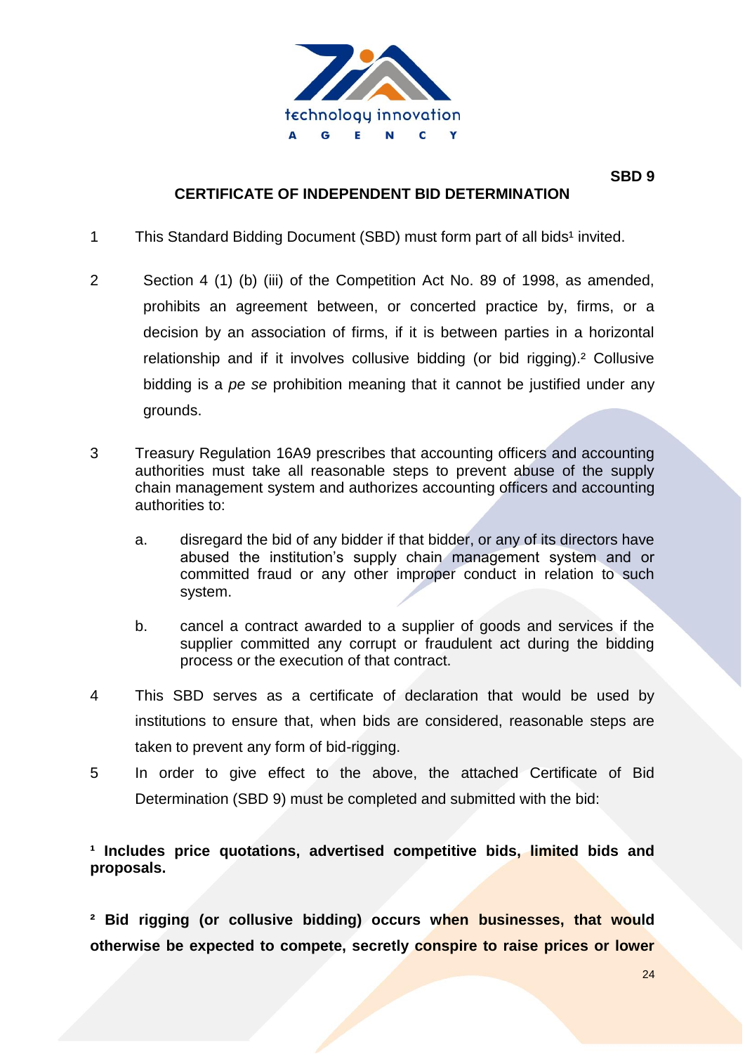**SBD 9**

## CERTIFICATE OF INDEPENDENT BID DETERMINATION

1. This Standard Bidding Document (SBD) must form part of all bids[1] invited.

2. Section 4 (1) (b) (iii) of the Competition Act No. 89 of 1998, as amended, prohibits an agreement between, or concerted practice by, firms, or a decision by an association of firms, if it is between parties in a horizontal relationship and if it involves collusive bidding (or bid rigging).[2] Collusive bidding is a *pe se* prohibition meaning that it cannot be justified under any grounds.

3. Treasury Regulation 16A9 prescribes that accounting officers and accounting authorities must take all reasonable steps to prevent abuse of the supply chain management system and authorizes accounting officers and accounting authorities to:

   a. disregard the bid of any bidder if that bidder, or any of its directors have abused the institution's supply chain management system and or committed fraud or any other improper conduct in relation to such system.

   b. cancel a contract awarded to a supplier of goods and services if the supplier committed any corrupt or fraudulent act during the bidding process or the execution of that contract.

4. This SBD serves as a certificate of declaration that would be used by institutions to ensure that, when bids are considered, reasonable steps are taken to prevent any form of bid-rigging.

5. In order to give effect to the above, the attached Certificate of Bid Determination (SBD 9) must be completed and submitted with the bid:

**[1] Includes price quotations, advertised competitive bids, limited bids and proposals.**

**[2] Bid rigging (or collusive bidding) occurs when businesses, that would otherwise be expected to compete, secretly conspire to raise prices or lower**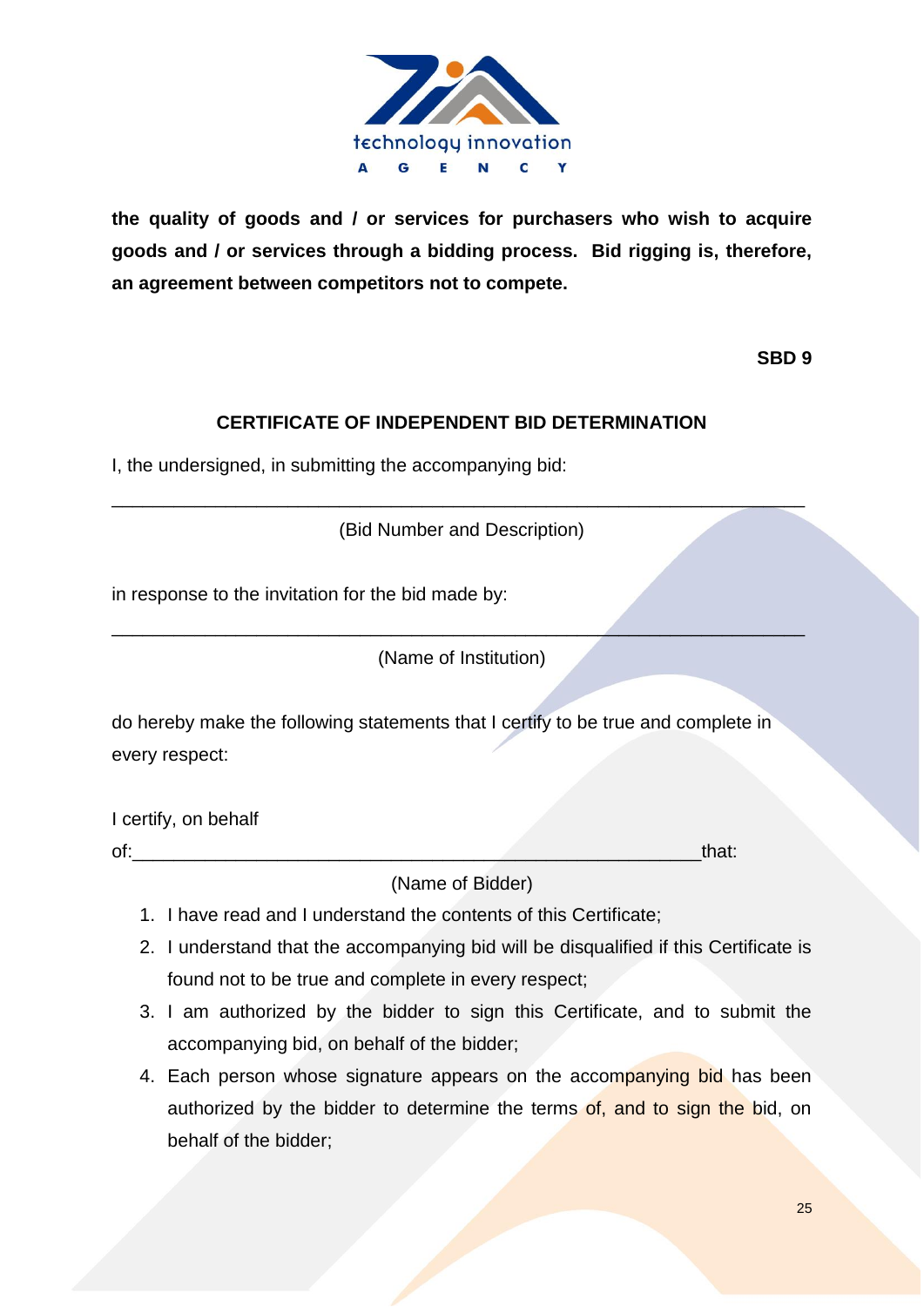**the quality of goods and / or services for purchasers who wish to acquire goods and / or services through a bidding process. Bid rigging is, therefore, an agreement between competitors not to compete.**

**SBD 9**

## CERTIFICATE OF INDEPENDENT BID DETERMINATION

I, the undersigned, in submitting the accompanying bid:

______________________________________________________________________

(Bid Number and Description)

in response to the invitation for the bid made by:

______________________________________________________________________

(Name of Institution)

do hereby make the following statements that I certify to be true and complete in every respect:

I certify, on behalf of:_________________________________________________________that:

(Name of Bidder)

1. I have read and I understand the contents of this Certificate;
2. I understand that the accompanying bid will be disqualified if this Certificate is found not to be true and complete in every respect;
3. I am authorized by the bidder to sign this Certificate, and to submit the accompanying bid, on behalf of the bidder;
4. Each person whose signature appears on the accompanying bid has been authorized by the bidder to determine the terms of, and to sign the bid, on behalf of the bidder;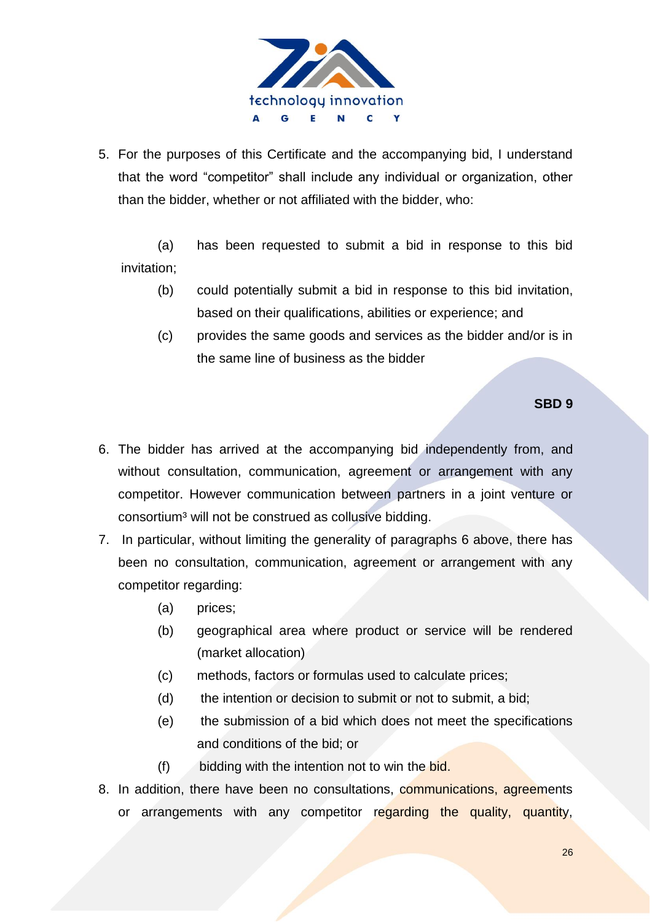5. For the purposes of this Certificate and the accompanying bid, I understand that the word "competitor" shall include any individual or organization, other than the bidder, whether or not affiliated with the bidder, who:

   (a) has been requested to submit a bid in response to this bid invitation;

   (b) could potentially submit a bid in response to this bid invitation, based on their qualifications, abilities or experience; and

   (c) provides the same goods and services as the bidder and/or is in the same line of business as the bidder

**SBD 9**

6. The bidder has arrived at the accompanying bid independently from, and without consultation, communication, agreement or arrangement with any competitor. However communication between partners in a joint venture or consortium[3] will not be construed as collusive bidding.

7. In particular, without limiting the generality of paragraphs 6 above, there has been no consultation, communication, agreement or arrangement with any competitor regarding:

   (a) prices;

   (b) geographical area where product or service will be rendered (market allocation)

   (c) methods, factors or formulas used to calculate prices;

   (d) the intention or decision to submit or not to submit, a bid;

   (e) the submission of a bid which does not meet the specifications and conditions of the bid; or

   (f) bidding with the intention not to win the bid.

8. In addition, there have been no consultations, communications, agreements or arrangements with any competitor regarding the quality, quantity,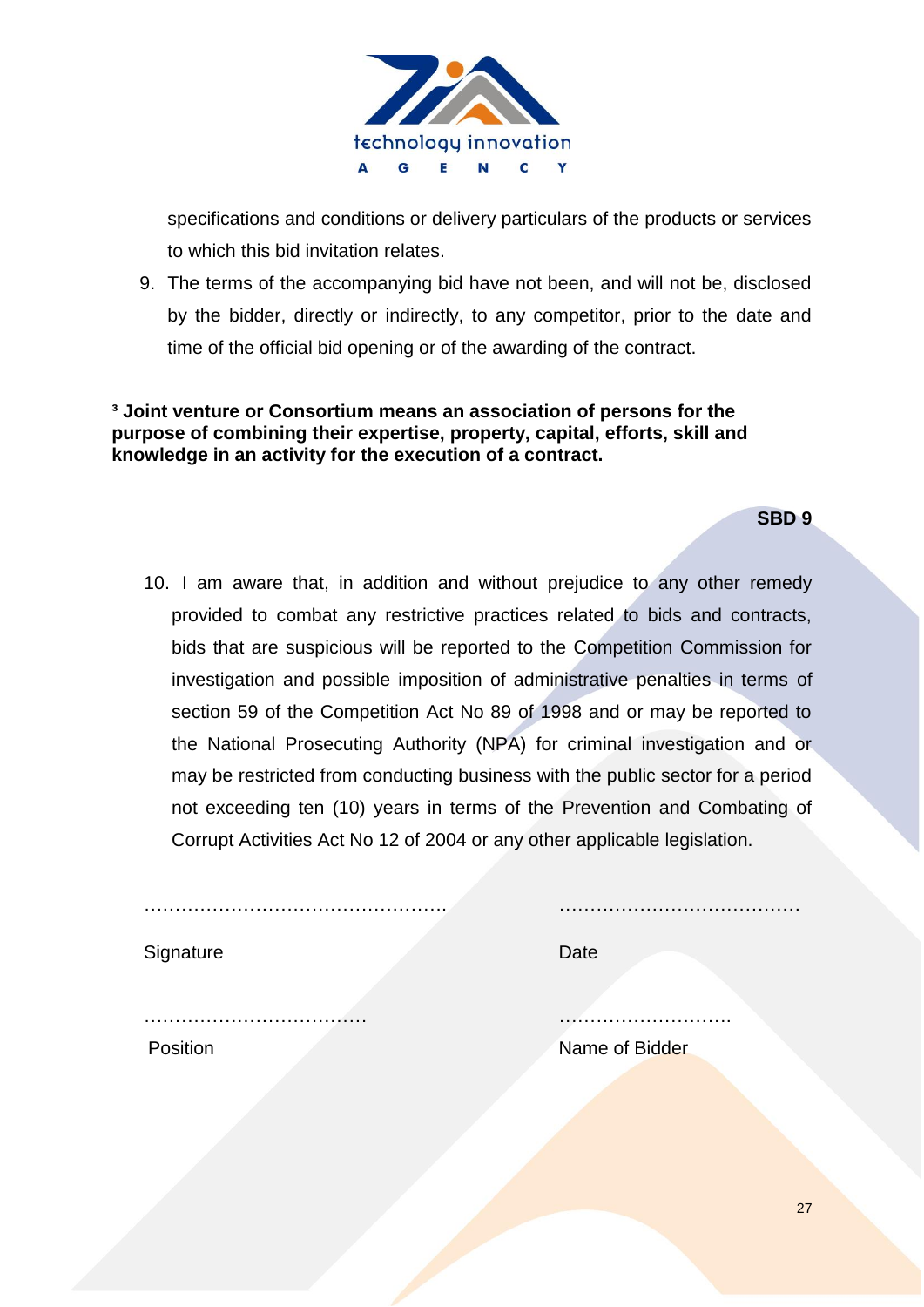specifications and conditions or delivery particulars of the products or services to which this bid invitation relates.

9. The terms of the accompanying bid have not been, and will not be, disclosed by the bidder, directly or indirectly, to any competitor, prior to the date and time of the official bid opening or of the awarding of the contract.

**[3] Joint venture or Consortium means an association of persons for the purpose of combining their expertise, property, capital, efforts, skill and knowledge in an activity for the execution of a contract.**

**SBD 9**

10. I am aware that, in addition and without prejudice to any other remedy provided to combat any restrictive practices related to bids and contracts, bids that are suspicious will be reported to the Competition Commission for investigation and possible imposition of administrative penalties in terms of section 59 of the Competition Act No 89 of 1998 and or may be reported to the National Prosecuting Authority (NPA) for criminal investigation and or may be restricted from conducting business with the public sector for a period not exceeding ten (10) years in terms of the Prevention and Combating of Corrupt Activities Act No 12 of 2004 or any other applicable legislation.

………………………………………….. ………………………………….

Signature Date

……………………………… ……………………….

Position Name of Bidder